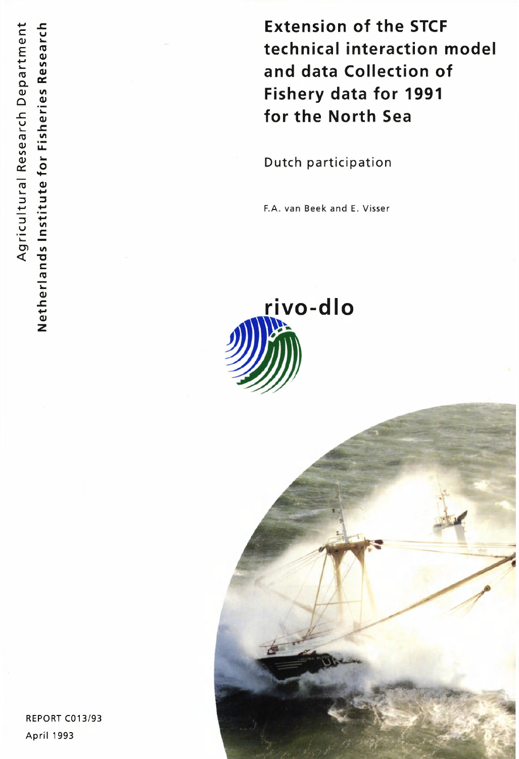Agricultural Research Department

Netherlands Institute for Fisheries Research

# Extension of the STCF technical interaction model and data Collection of Fishery data for 1991 for the North Sea

Dutch participation

F.A. van Beek and E. Visser

rivo-dlo

REPORT C013/93

April 1993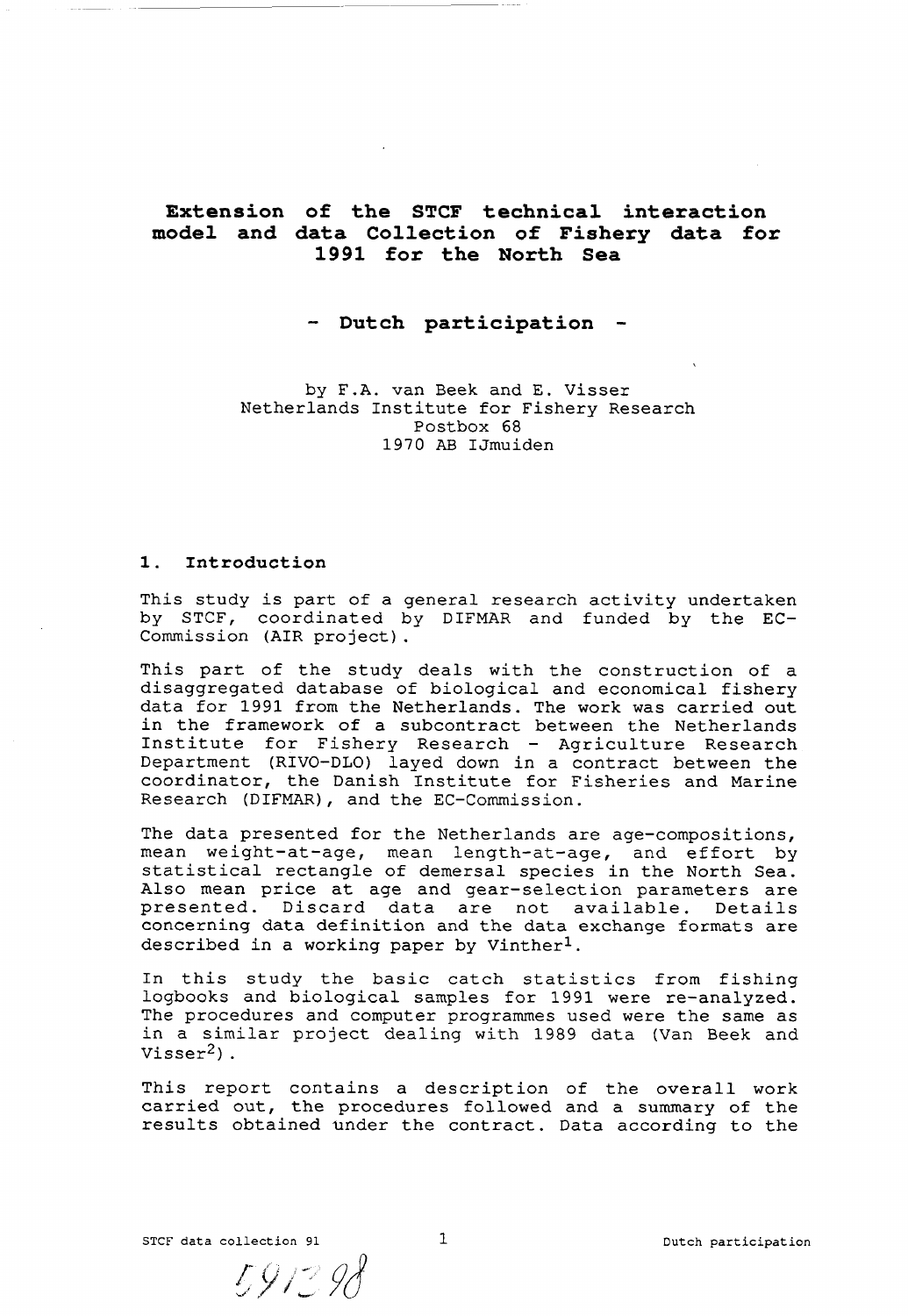# Extension of the STCF technical interaction model and data Collection of Fishery data for 1991 for the North Sea

## - Dutch participation -

by F.A. van Beek and E. Visser
Netherlands Institute for Fishery Research
Postbox 68
1970 AB IJmuiden

## 1. Introduction

This study is part of a general research activity undertaken by STCF, coordinated by DIFMAR and funded by the EC-Commission (AIR project).

This part of the study deals with the construction of a disaggregated database of biological and economical fishery data for 1991 from the Netherlands. The work was carried out in the framework of a subcontract between the Netherlands Institute for Fishery Research - Agriculture Research Department (RIVO-DLO) layed down in a contract between the coordinator, the Danish Institute for Fisheries and Marine Research (DIFMAR), and the EC-Commission.

The data presented for the Netherlands are age-compositions, mean weight-at-age, mean length-at-age, and effort by statistical rectangle of demersal species in the North Sea. Also mean price at age and gear-selection parameters are presented. Discard data are not available. Details concerning data definition and the data exchange formats are described in a working paper by Vinther[1].

In this study the basic catch statistics from fishing logbooks and biological samples for 1991 were re-analyzed. The procedures and computer programmes used were the same as in a similar project dealing with 1989 data (Van Beek and Visser[2]).

This report contains a description of the overall work carried out, the procedures followed and a summary of the results obtained under the contract. Data according to the

59198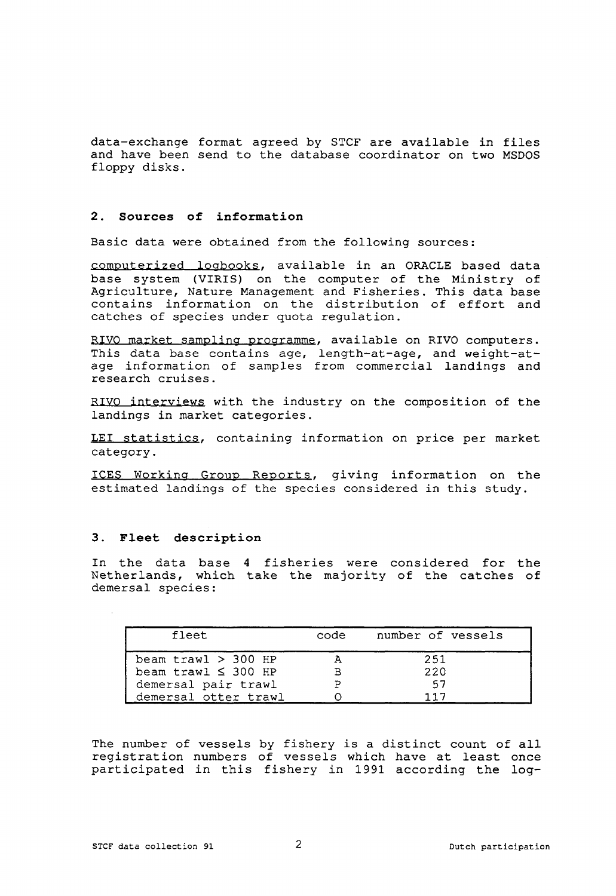data-exchange format agreed by STCF are available in files and have been send to the database coordinator on two MSDOS floppy disks.

## 2. Sources of information

Basic data were obtained from the following sources:

computerized logbooks, available in an ORACLE based data base system (VIRIS) on the computer of the Ministry of Agriculture, Nature Management and Fisheries. This data base contains information on the distribution of effort and catches of species under quota regulation.

RIVO market sampling programme, available on RIVO computers. This data base contains age, length-at-age, and weight-at-age information of samples from commercial landings and research cruises.

RIVO interviews with the industry on the composition of the landings in market categories.

LEI statistics, containing information on price per market category.

ICES Working Group Reports, giving information on the estimated landings of the species considered in this study.

## 3. Fleet description

In the data base 4 fisheries were considered for the Netherlands, which take the majority of the catches of demersal species:

| fleet | code | number of vessels |
|---|---|---|
| beam trawl > 300 HP | A | 251 |
| beam trawl ≤ 300 HP | B | 220 |
| demersal pair trawl | P | 57 |
| demersal otter trawl | O | 117 |

The number of vessels by fishery is a distinct count of all registration numbers of vessels which have at least once participated in this fishery in 1991 according the log-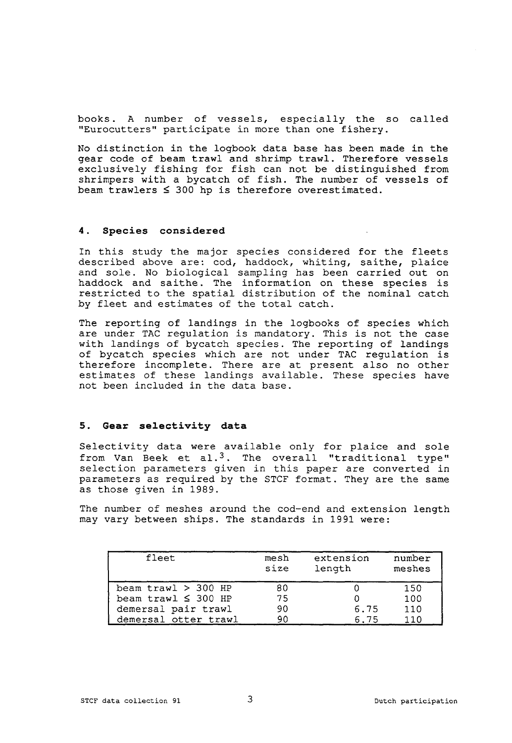books. A number of vessels, especially the so called "Eurocutters" participate in more than one fishery.

No distinction in the logbook data base has been made in the gear code of beam trawl and shrimp trawl. Therefore vessels exclusively fishing for fish can not be distinguished from shrimpers with a bycatch of fish. The number of vessels of beam trawlers ≤ 300 hp is therefore overestimated.

## 4. Species considered

In this study the major species considered for the fleets described above are: cod, haddock, whiting, saithe, plaice and sole. No biological sampling has been carried out on haddock and saithe. The information on these species is restricted to the spatial distribution of the nominal catch by fleet and estimates of the total catch.

The reporting of landings in the logbooks of species which are under TAC regulation is mandatory. This is not the case with landings of bycatch species. The reporting of landings of bycatch species which are not under TAC regulation is therefore incomplete. There are at present also no other estimates of these landings available. These species have not been included in the data base.

## 5. Gear selectivity data

Selectivity data were available only for plaice and sole from Van Beek et al.[3]. The overall "traditional type" selection parameters given in this paper are converted in parameters as required by the STCF format. They are the same as those given in 1989.

The number of meshes around the cod-end and extension length may vary between ships. The standards in 1991 were:

| fleet | mesh size | extension length | number meshes |
|---|---|---|---|
| beam trawl > 300 HP | 80 | 0 | 150 |
| beam trawl ≤ 300 HP | 75 | 0 | 100 |
| demersal pair trawl | 90 | 6.75 | 110 |
| demersal otter trawl | 90 | 6.75 | 110 |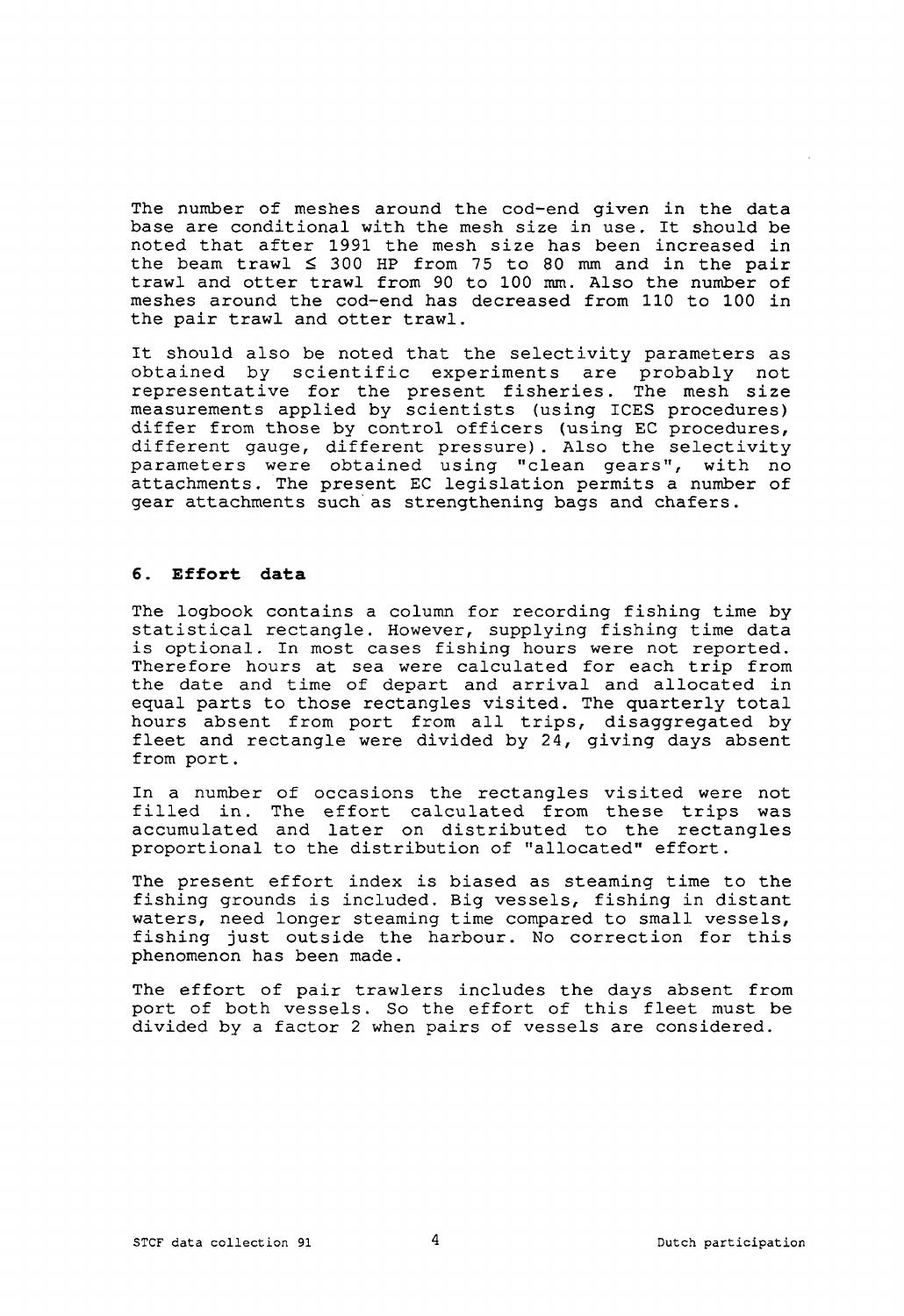The number of meshes around the cod-end given in the data base are conditional with the mesh size in use. It should be noted that after 1991 the mesh size has been increased in the beam trawl ≤ 300 HP from 75 to 80 mm and in the pair trawl and otter trawl from 90 to 100 mm. Also the number of meshes around the cod-end has decreased from 110 to 100 in the pair trawl and otter trawl.

It should also be noted that the selectivity parameters as obtained by scientific experiments are probably not representative for the present fisheries. The mesh size measurements applied by scientists (using ICES procedures) differ from those by control officers (using EC procedures, different gauge, different pressure). Also the selectivity parameters were obtained using "clean gears", with no attachments. The present EC legislation permits a number of gear attachments such as strengthening bags and chafers.

## 6. Effort data

The logbook contains a column for recording fishing time by statistical rectangle. However, supplying fishing time data is optional. In most cases fishing hours were not reported. Therefore hours at sea were calculated for each trip from the date and time of depart and arrival and allocated in equal parts to those rectangles visited. The quarterly total hours absent from port from all trips, disaggregated by fleet and rectangle were divided by 24, giving days absent from port.

In a number of occasions the rectangles visited were not filled in. The effort calculated from these trips was accumulated and later on distributed to the rectangles proportional to the distribution of "allocated" effort.

The present effort index is biased as steaming time to the fishing grounds is included. Big vessels, fishing in distant waters, need longer steaming time compared to small vessels, fishing just outside the harbour. No correction for this phenomenon has been made.

The effort of pair trawlers includes the days absent from port of both vessels. So the effort of this fleet must be divided by a factor 2 when pairs of vessels are considered.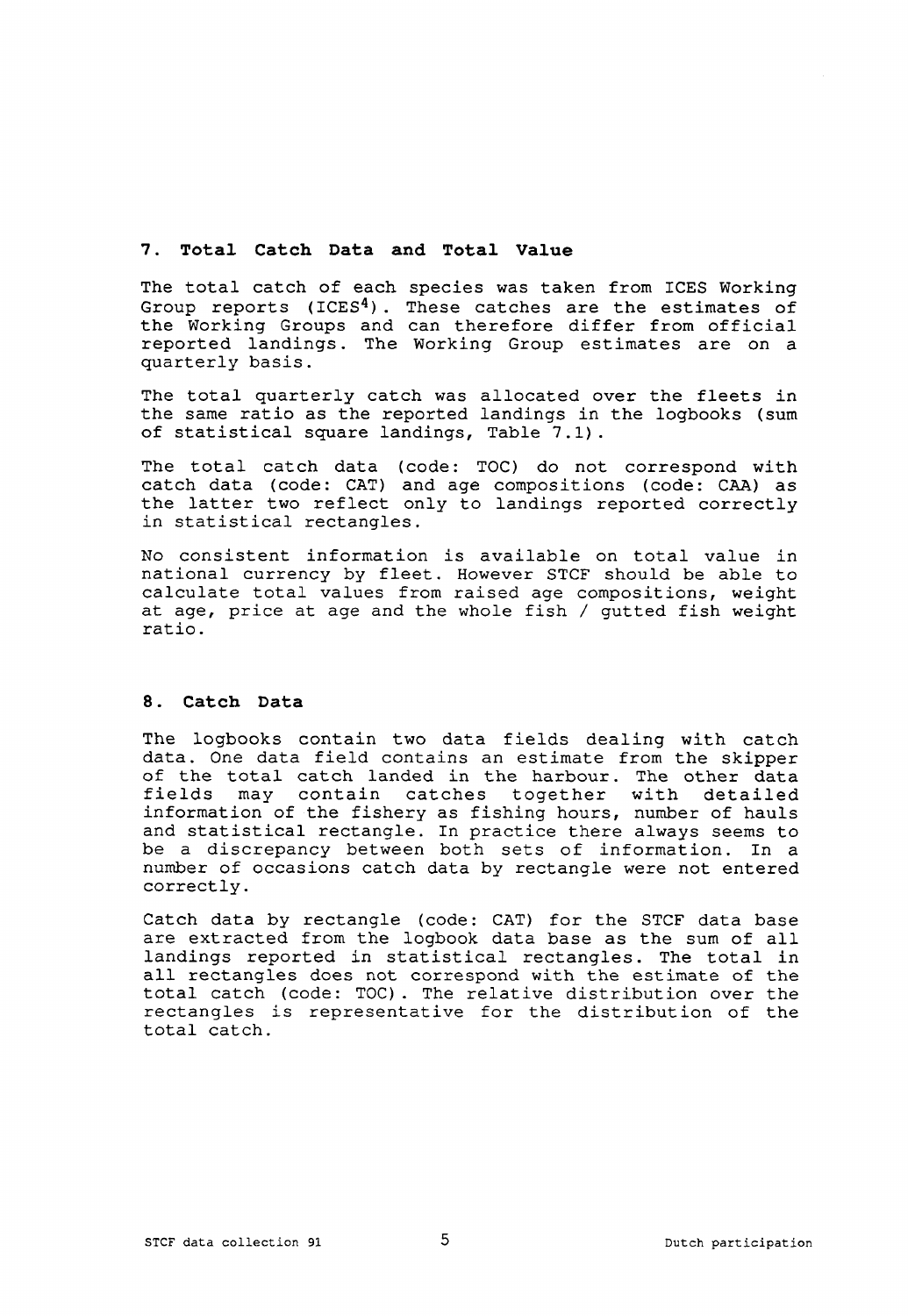## 7. Total Catch Data and Total Value

The total catch of each species was taken from ICES Working Group reports (ICES[4]). These catches are the estimates of the Working Groups and can therefore differ from official reported landings. The Working Group estimates are on a quarterly basis.

The total quarterly catch was allocated over the fleets in the same ratio as the reported landings in the logbooks (sum of statistical square landings, Table 7.1).

The total catch data (code: TOC) do not correspond with catch data (code: CAT) and age compositions (code: CAA) as the latter two reflect only to landings reported correctly in statistical rectangles.

No consistent information is available on total value in national currency by fleet. However STCF should be able to calculate total values from raised age compositions, weight at age, price at age and the whole fish / gutted fish weight ratio.

## 8. Catch Data

The logbooks contain two data fields dealing with catch data. One data field contains an estimate from the skipper of the total catch landed in the harbour. The other data fields may contain catches together with detailed information of the fishery as fishing hours, number of hauls and statistical rectangle. In practice there always seems to be a discrepancy between both sets of information. In a number of occasions catch data by rectangle were not entered correctly.

Catch data by rectangle (code: CAT) for the STCF data base are extracted from the logbook data base as the sum of all landings reported in statistical rectangles. The total in all rectangles does not correspond with the estimate of the total catch (code: TOC). The relative distribution over the rectangles is representative for the distribution of the total catch.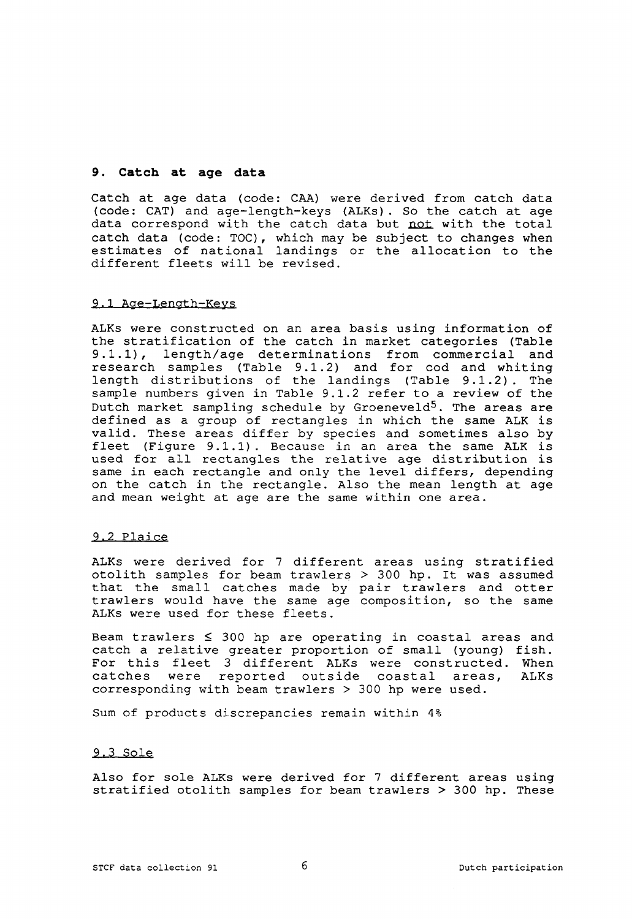## 9. Catch at age data

Catch at age data (code: CAA) were derived from catch data (code: CAT) and age-length-keys (ALKs). So the catch at age data correspond with the catch data but not with the total catch data (code: TOC), which may be subject to changes when estimates of national landings or the allocation to the different fleets will be revised.

### 9.1 Age-Length-Keys

ALKs were constructed on an area basis using information of the stratification of the catch in market categories (Table 9.1.1), length/age determinations from commercial and research samples (Table 9.1.2) and for cod and whiting length distributions of the landings (Table 9.1.2). The sample numbers given in Table 9.1.2 refer to a review of the Dutch market sampling schedule by Groeneveld[5]. The areas are defined as a group of rectangles in which the same ALK is valid. These areas differ by species and sometimes also by fleet (Figure 9.1.1). Because in an area the same ALK is used for all rectangles the relative age distribution is same in each rectangle and only the level differs, depending on the catch in the rectangle. Also the mean length at age and mean weight at age are the same within one area.

### 9.2 Plaice

ALKs were derived for 7 different areas using stratified otolith samples for beam trawlers > 300 hp. It was assumed that the small catches made by pair trawlers and otter trawlers would have the same age composition, so the same ALKs were used for these fleets.

Beam trawlers ≤ 300 hp are operating in coastal areas and catch a relative greater proportion of small (young) fish. For this fleet 3 different ALKs were constructed. When catches were reported outside coastal areas, ALKs corresponding with beam trawlers > 300 hp were used.

Sum of products discrepancies remain within 4%

### 9.3 Sole

Also for sole ALKs were derived for 7 different areas using stratified otolith samples for beam trawlers > 300 hp. These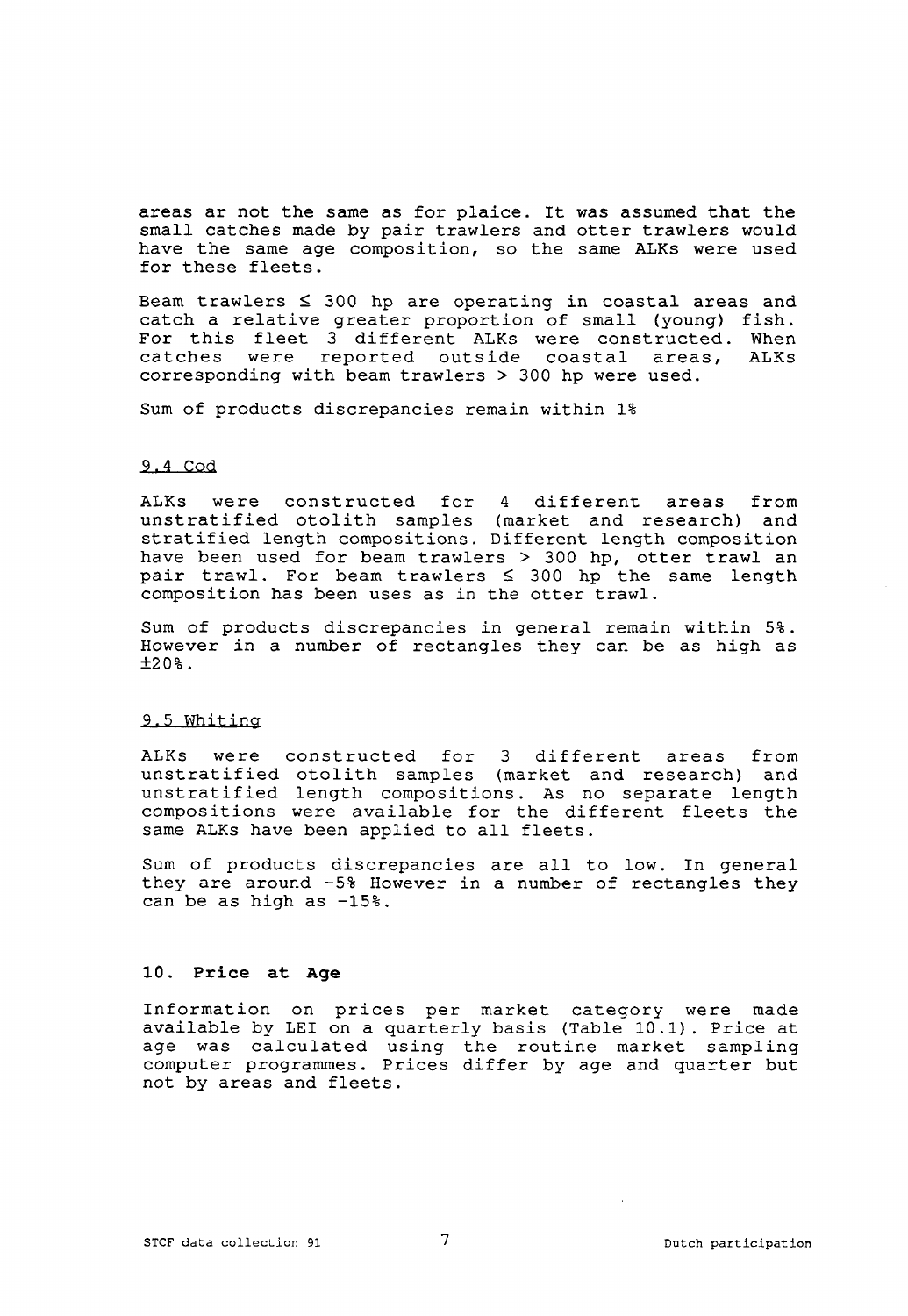areas ar not the same as for plaice. It was assumed that the small catches made by pair trawlers and otter trawlers would have the same age composition, so the same ALKs were used for these fleets.

Beam trawlers ≤ 300 hp are operating in coastal areas and catch a relative greater proportion of small (young) fish. For this fleet 3 different ALKs were constructed. When catches were reported outside coastal areas, ALKs corresponding with beam trawlers > 300 hp were used.

Sum of products discrepancies remain within 1%

### 9.4 Cod

ALKs were constructed for 4 different areas from unstratified otolith samples (market and research) and stratified length compositions. Different length composition have been used for beam trawlers > 300 hp, otter trawl an pair trawl. For beam trawlers ≤ 300 hp the same length composition has been uses as in the otter trawl.

Sum of products discrepancies in general remain within 5%. However in a number of rectangles they can be as high as ±20%.

### 9.5 Whiting

ALKs were constructed for 3 different areas from unstratified otolith samples (market and research) and unstratified length compositions. As no separate length compositions were available for the different fleets the same ALKs have been applied to all fleets.

Sum of products discrepancies are all to low. In general they are around -5% However in a number of rectangles they can be as high as -15%.

## 10. Price at Age

Information on prices per market category were made available by LEI on a quarterly basis (Table 10.1). Price at age was calculated using the routine market sampling computer programmes. Prices differ by age and quarter but not by areas and fleets.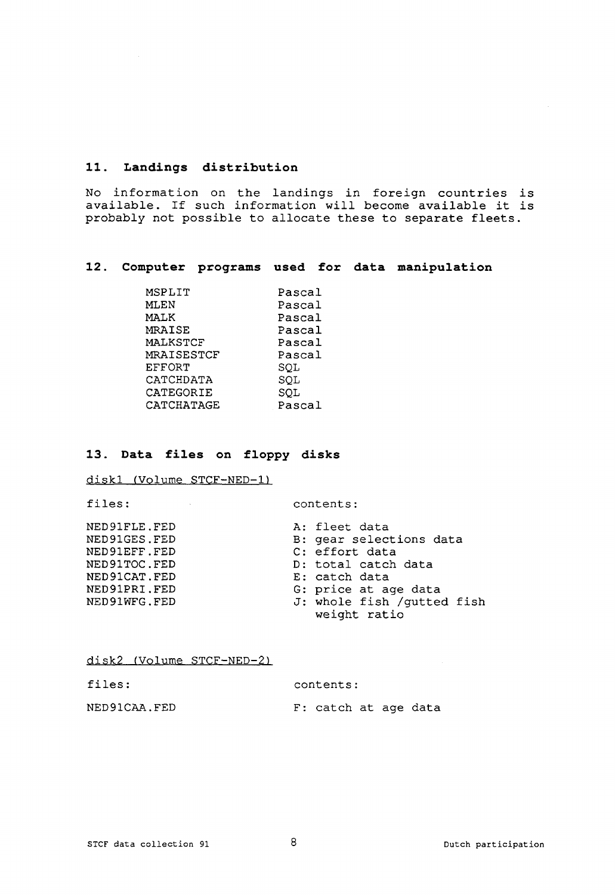## 11. Landings distribution

No information on the landings in foreign countries is available. If such information will become available it is probably not possible to allocate these to separate fleets.

## 12. Computer programs used for data manipulation

| | |
|---|---|
| MSPLIT | Pascal |
| MLEN | Pascal |
| MALK | Pascal |
| MRAISE | Pascal |
| MALKSTCF | Pascal |
| MRAISESTCF | Pascal |
| EFFORT | SQL |
| CATCHDATA | SQL |
| CATEGORIE | SQL |
| CATCHATAGE | Pascal |

## 13. Data files on floppy disks

disk1 (Volume STCF-NED-1)

| files: | contents: |
|---|---|
| NED91FLE.FED | A: fleet data |
| NED91GES.FED | B: gear selections data |
| NED91EFF.FED | C: effort data |
| NED91TOC.FED | D: total catch data |
| NED91CAT.FED | E: catch data |
| NED91PRI.FED | G: price at age data |
| NED91WFG.FED | J: whole fish /gutted fish weight ratio |

disk2 (Volume STCF-NED-2)

| files: | contents: |
|---|---|
| NED91CAA.FED | F: catch at age data |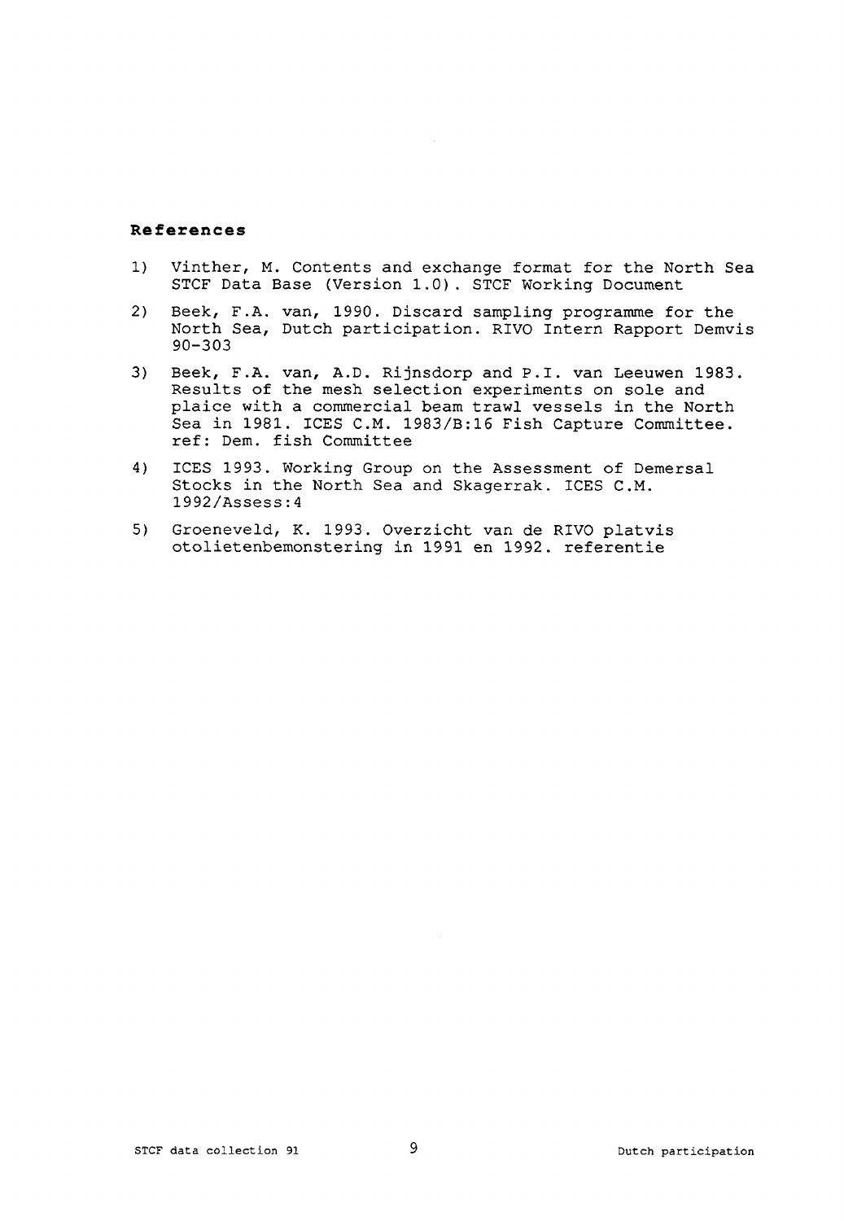**References**

1) Vinther, M. Contents and exchange format for the North Sea STCF Data Base (Version 1.0). STCF Working Document

2) Beek, F.A. van, 1990. Discard sampling programme for the North Sea, Dutch participation. RIVO Intern Rapport Demvis 90-303

3) Beek, F.A. van, A.D. Rijnsdorp and P.I. van Leeuwen 1983. Results of the mesh selection experiments on sole and plaice with a commercial beam trawl vessels in the North Sea in 1981. ICES C.M. 1983/B:16 Fish Capture Committee. ref: Dem. fish Committee

4) ICES 1993. Working Group on the Assessment of Demersal Stocks in the North Sea and Skagerrak. ICES C.M. 1992/Assess:4

5) Groeneveld, K. 1993. Overzicht van de RIVO platvis otolietenbemonstering in 1991 en 1992. referentie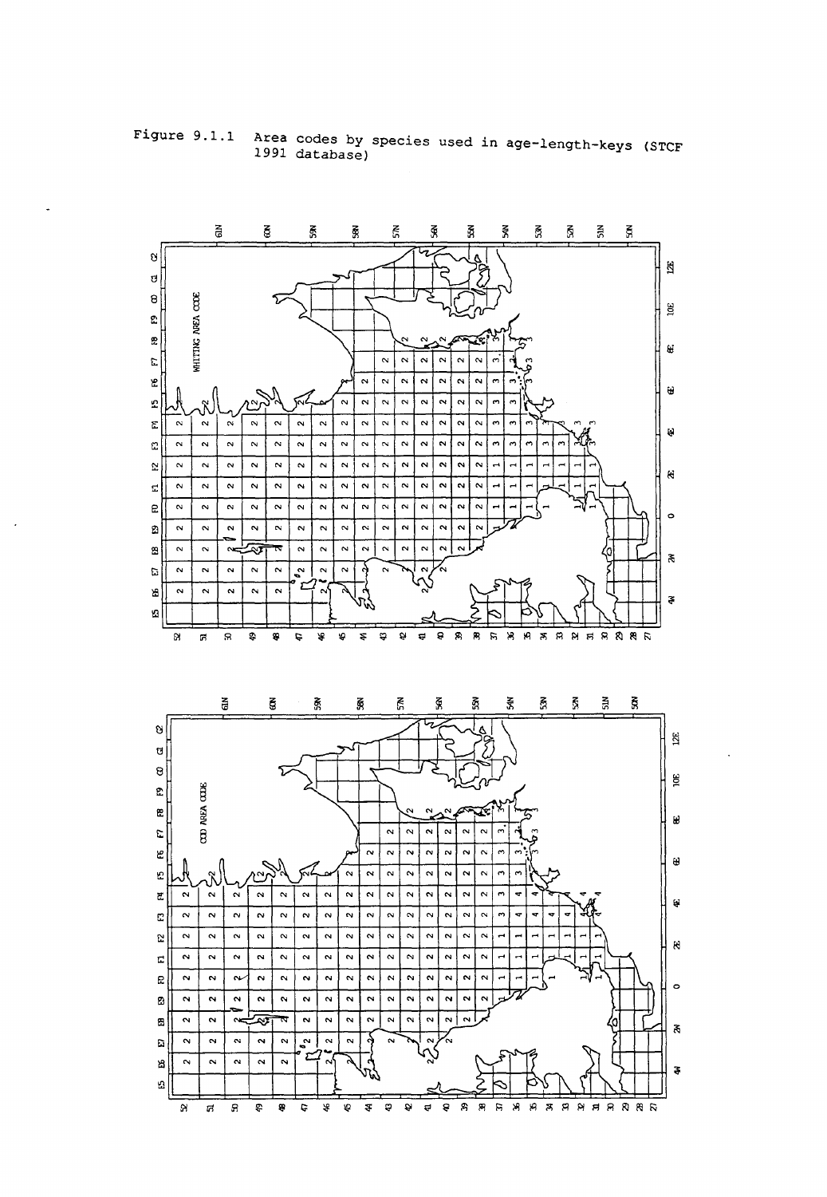Figure 9.1.1 Area codes by species used in age-length-keys (STCF 1991 database)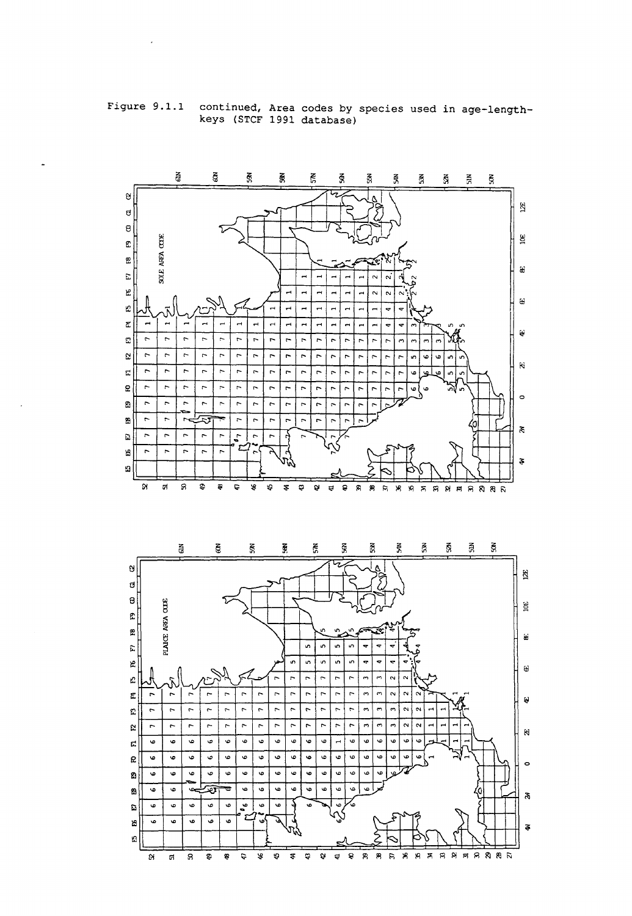Figure 9.1.1 continued, Area codes by species used in age-length-keys (STCF 1991 database)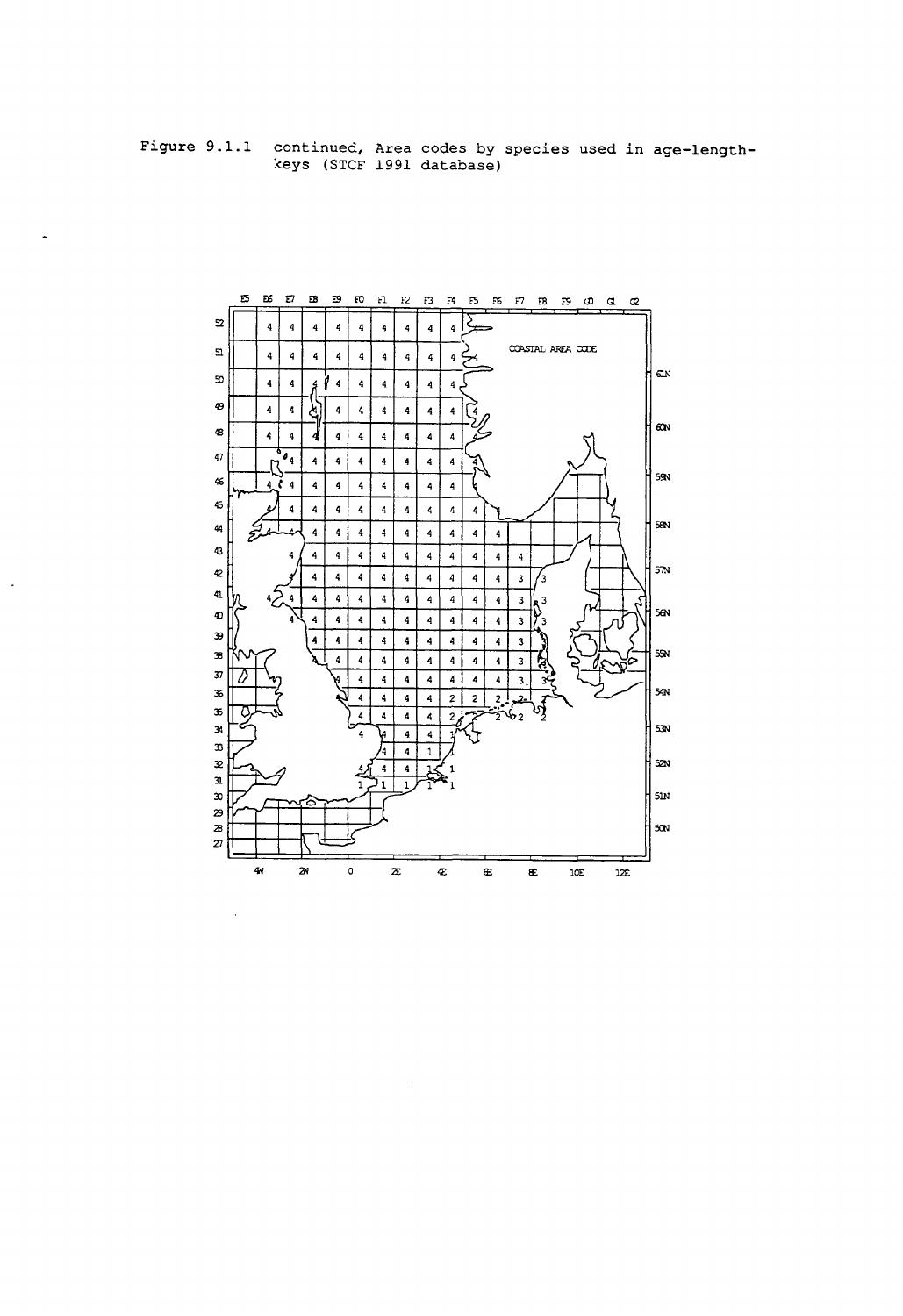Figure 9.1.1 continued, Area codes by species used in age-length-keys (STCF 1991 database)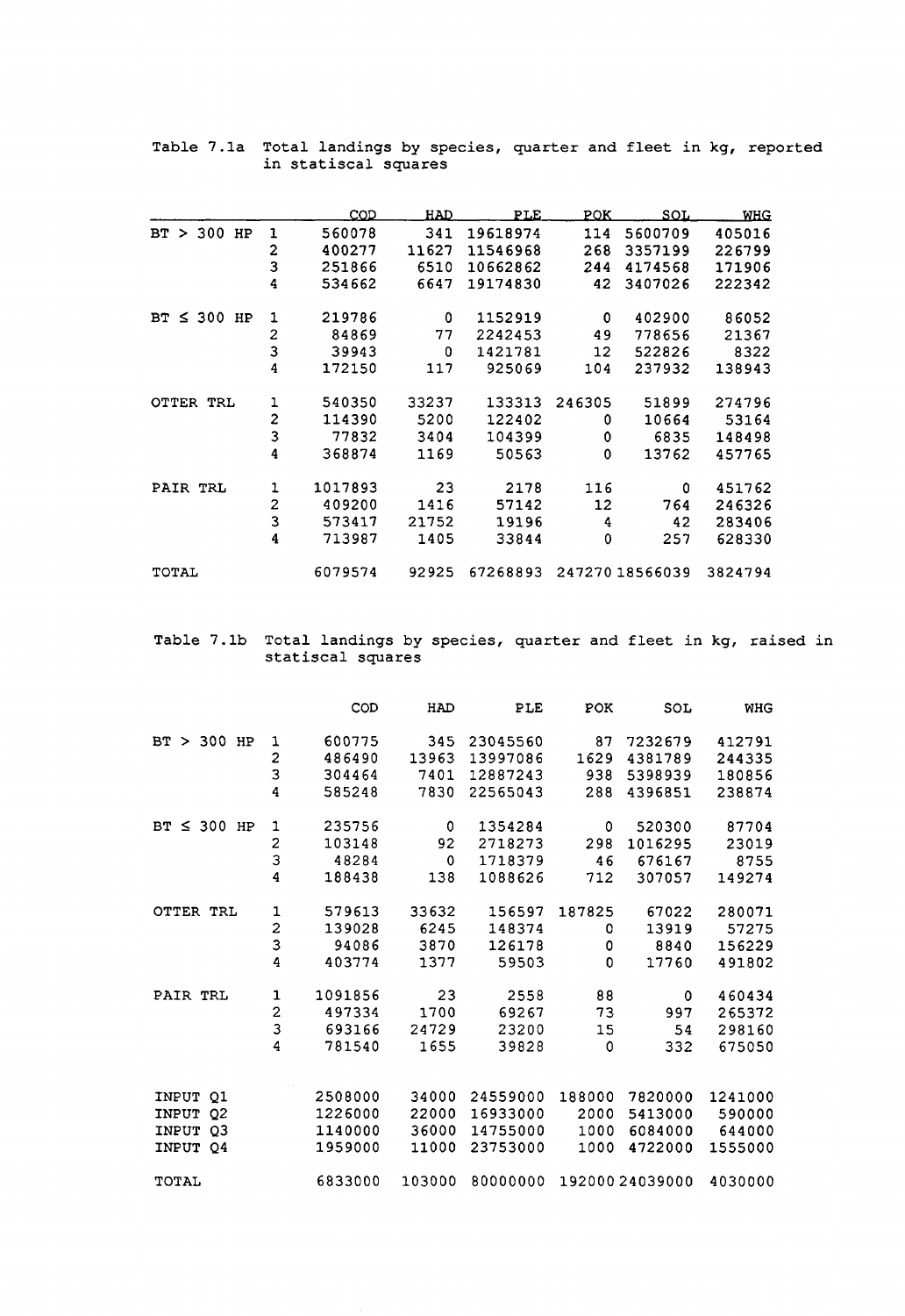Table 7.1a Total landings by species, quarter and fleet in kg, reported in statiscal squares

| | | COD | HAD | PLE | POK | SOL | WHG |
|---|---|---|---|---|---|---|---|
| BT > 300 HP | 1 | 560078 | 341 | 19618974 | 114 | 5600709 | 405016 |
| | 2 | 400277 | 11627 | 11546968 | 268 | 3357199 | 226799 |
| | 3 | 251866 | 6510 | 10662862 | 244 | 4174568 | 171906 |
| | 4 | 534662 | 6647 | 19174830 | 42 | 3407026 | 222342 |
| BT ≤ 300 HP | 1 | 219786 | 0 | 1152919 | 0 | 402900 | 86052 |
| | 2 | 84869 | 77 | 2242453 | 49 | 778656 | 21367 |
| | 3 | 39943 | 0 | 1421781 | 12 | 522826 | 8322 |
| | 4 | 172150 | 117 | 925069 | 104 | 237932 | 138943 |
| OTTER TRL | 1 | 540350 | 33237 | 133313 | 246305 | 51899 | 274796 |
| | 2 | 114390 | 5200 | 122402 | 0 | 10664 | 53164 |
| | 3 | 77832 | 3404 | 104399 | 0 | 6835 | 148498 |
| | 4 | 368874 | 1169 | 50563 | 0 | 13762 | 457765 |
| PAIR TRL | 1 | 1017893 | 23 | 2178 | 116 | 0 | 451762 |
| | 2 | 409200 | 1416 | 57142 | 12 | 764 | 246326 |
| | 3 | 573417 | 21752 | 19196 | 4 | 42 | 283406 |
| | 4 | 713987 | 1405 | 33844 | 0 | 257 | 628330 |
| TOTAL | | 6079574 | 92925 | 67268893 | 247270 | 18566039 | 3824794 |

Table 7.1b Total landings by species, quarter and fleet in kg, raised in statiscal squares

| | | COD | HAD | PLE | POK | SOL | WHG |
|---|---|---|---|---|---|---|---|
| BT > 300 HP | 1 | 600775 | 345 | 23045560 | 87 | 7232679 | 412791 |
| | 2 | 486490 | 13963 | 13997086 | 1629 | 4381789 | 244335 |
| | 3 | 304464 | 7401 | 12887243 | 938 | 5398939 | 180856 |
| | 4 | 585248 | 7830 | 22565043 | 288 | 4396851 | 238874 |
| BT ≤ 300 HP | 1 | 235756 | 0 | 1354284 | 0 | 520300 | 87704 |
| | 2 | 103148 | 92 | 2718273 | 298 | 1016295 | 23019 |
| | 3 | 48284 | 0 | 1718379 | 46 | 676167 | 8755 |
| | 4 | 188438 | 138 | 1088626 | 712 | 307057 | 149274 |
| OTTER TRL | 1 | 579613 | 33632 | 156597 | 187825 | 67022 | 280071 |
| | 2 | 139028 | 6245 | 148374 | 0 | 13919 | 57275 |
| | 3 | 94086 | 3870 | 126178 | 0 | 8840 | 156229 |
| | 4 | 403774 | 1377 | 59503 | 0 | 17760 | 491802 |
| PAIR TRL | 1 | 1091856 | 23 | 2558 | 88 | 0 | 460434 |
| | 2 | 497334 | 1700 | 69267 | 73 | 997 | 265372 |
| | 3 | 693166 | 24729 | 23200 | 15 | 54 | 298160 |
| | 4 | 781540 | 1655 | 39828 | 0 | 332 | 675050 |
| INPUT Q1 | | 2508000 | 34000 | 24559000 | 188000 | 7820000 | 1241000 |
| INPUT Q2 | | 1226000 | 22000 | 16933000 | 2000 | 5413000 | 590000 |
| INPUT Q3 | | 1140000 | 36000 | 14755000 | 1000 | 6084000 | 644000 |
| INPUT Q4 | | 1959000 | 11000 | 23753000 | 1000 | 4722000 | 1555000 |
| TOTAL | | 6833000 | 103000 | 80000000 | 192000 | 24039000 | 4030000 |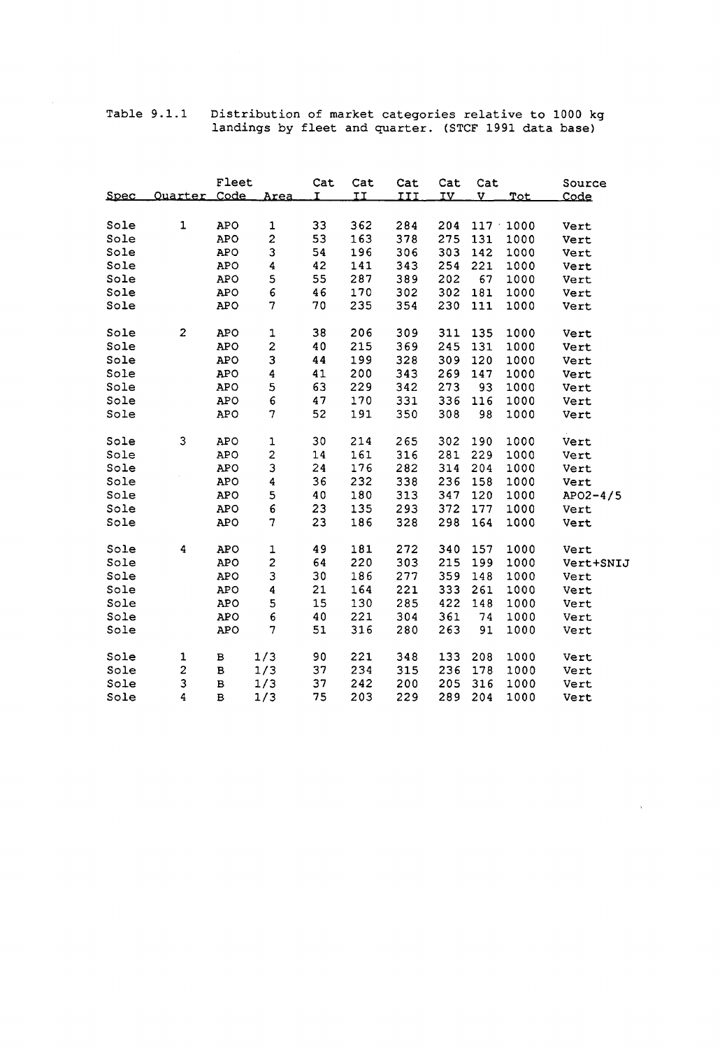Table 9.1.1 Distribution of market categories relative to 1000 kg landings by fleet and quarter. (STCF 1991 data base)

| Spec | Quarter | Fleet Code | Area | Cat I | Cat II | Cat III | Cat IV | Cat V | Tot | Source Code |
|---|---|---|---|---|---|---|---|---|---|---|
| Sole | 1 | APO | 1 | 33 | 362 | 284 | 204 | 117 | 1000 | Vert |
| Sole | | APO | 2 | 53 | 163 | 378 | 275 | 131 | 1000 | Vert |
| Sole | | APO | 3 | 54 | 196 | 306 | 303 | 142 | 1000 | Vert |
| Sole | | APO | 4 | 42 | 141 | 343 | 254 | 221 | 1000 | Vert |
| Sole | | APO | 5 | 55 | 287 | 389 | 202 | 67 | 1000 | Vert |
| Sole | | APO | 6 | 46 | 170 | 302 | 302 | 181 | 1000 | Vert |
| Sole | | APO | 7 | 70 | 235 | 354 | 230 | 111 | 1000 | Vert |
| Sole | 2 | APO | 1 | 38 | 206 | 309 | 311 | 135 | 1000 | Vert |
| Sole | | APO | 2 | 40 | 215 | 369 | 245 | 131 | 1000 | Vert |
| Sole | | APO | 3 | 44 | 199 | 328 | 309 | 120 | 1000 | Vert |
| Sole | | APO | 4 | 41 | 200 | 343 | 269 | 147 | 1000 | Vert |
| Sole | | APO | 5 | 63 | 229 | 342 | 273 | 93 | 1000 | Vert |
| Sole | | APO | 6 | 47 | 170 | 331 | 336 | 116 | 1000 | Vert |
| Sole | | APO | 7 | 52 | 191 | 350 | 308 | 98 | 1000 | Vert |
| Sole | 3 | APO | 1 | 30 | 214 | 265 | 302 | 190 | 1000 | Vert |
| Sole | | APO | 2 | 14 | 161 | 316 | 281 | 229 | 1000 | Vert |
| Sole | | APO | 3 | 24 | 176 | 282 | 314 | 204 | 1000 | Vert |
| Sole | | APO | 4 | 36 | 232 | 338 | 236 | 158 | 1000 | Vert |
| Sole | | APO | 5 | 40 | 180 | 313 | 347 | 120 | 1000 | APO2-4/5 |
| Sole | | APO | 6 | 23 | 135 | 293 | 372 | 177 | 1000 | Vert |
| Sole | | APO | 7 | 23 | 186 | 328 | 298 | 164 | 1000 | Vert |
| Sole | 4 | APO | 1 | 49 | 181 | 272 | 340 | 157 | 1000 | Vert |
| Sole | | APO | 2 | 64 | 220 | 303 | 215 | 199 | 1000 | Vert+SNIJ |
| Sole | | APO | 3 | 30 | 186 | 277 | 359 | 148 | 1000 | Vert |
| Sole | | APO | 4 | 21 | 164 | 221 | 333 | 261 | 1000 | Vert |
| Sole | | APO | 5 | 15 | 130 | 285 | 422 | 148 | 1000 | Vert |
| Sole | | APO | 6 | 40 | 221 | 304 | 361 | 74 | 1000 | Vert |
| Sole | | APO | 7 | 51 | 316 | 280 | 263 | 91 | 1000 | Vert |
| Sole | 1 | B | 1/3 | 90 | 221 | 348 | 133 | 208 | 1000 | Vert |
| Sole | 2 | B | 1/3 | 37 | 234 | 315 | 236 | 178 | 1000 | Vert |
| Sole | 3 | B | 1/3 | 37 | 242 | 200 | 205 | 316 | 1000 | Vert |
| Sole | 4 | B | 1/3 | 75 | 203 | 229 | 289 | 204 | 1000 | Vert |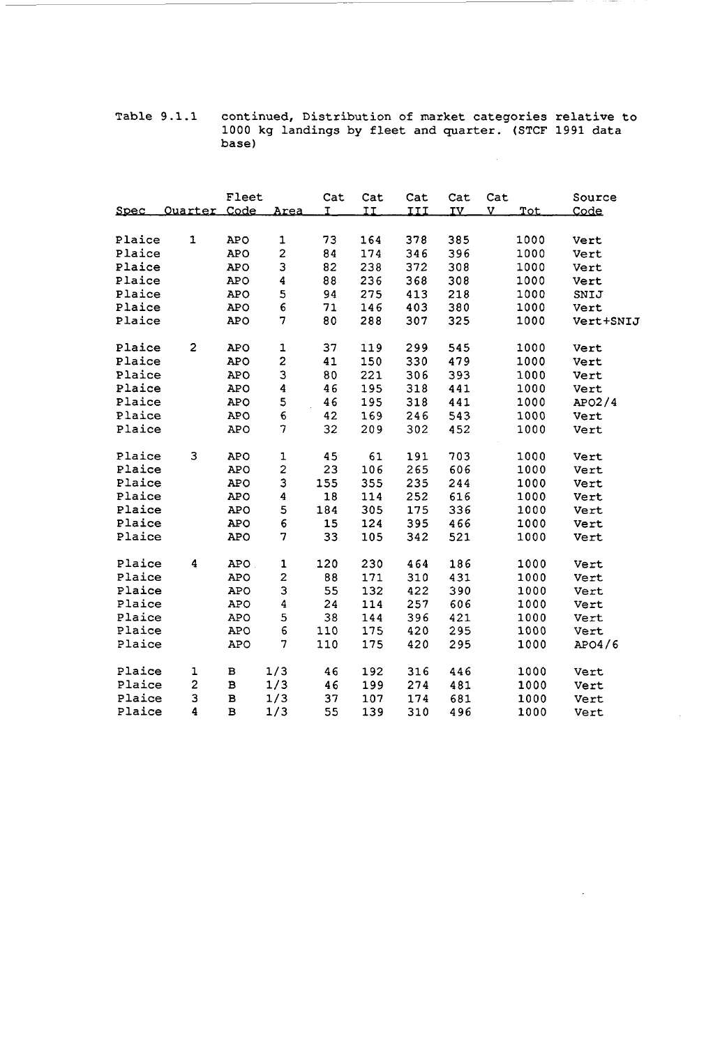Table 9.1.1 continued, Distribution of market categories relative to 1000 kg landings by fleet and quarter. (STCF 1991 data base)

| Spec | Quarter | Fleet Code | Area | Cat I | Cat II | Cat III | Cat IV | Cat V | Tot | Source Code |
|---|---|---|---|---|---|---|---|---|---|---|
| Plaice | 1 | APO | 1 | 73 | 164 | 378 | 385 | | 1000 | Vert |
| Plaice | | APO | 2 | 84 | 174 | 346 | 396 | | 1000 | Vert |
| Plaice | | APO | 3 | 82 | 238 | 372 | 308 | | 1000 | Vert |
| Plaice | | APO | 4 | 88 | 236 | 368 | 308 | | 1000 | Vert |
| Plaice | | APO | 5 | 94 | 275 | 413 | 218 | | 1000 | SNIJ |
| Plaice | | APO | 6 | 71 | 146 | 403 | 380 | | 1000 | Vert |
| Plaice | | APO | 7 | 80 | 288 | 307 | 325 | | 1000 | Vert+SNIJ |
| Plaice | 2 | APO | 1 | 37 | 119 | 299 | 545 | | 1000 | Vert |
| Plaice | | APO | 2 | 41 | 150 | 330 | 479 | | 1000 | Vert |
| Plaice | | APO | 3 | 80 | 221 | 306 | 393 | | 1000 | Vert |
| Plaice | | APO | 4 | 46 | 195 | 318 | 441 | | 1000 | Vert |
| Plaice | | APO | 5 | 46 | 195 | 318 | 441 | | 1000 | APO2/4 |
| Plaice | | APO | 6 | 42 | 169 | 246 | 543 | | 1000 | Vert |
| Plaice | | APO | 7 | 32 | 209 | 302 | 452 | | 1000 | Vert |
| Plaice | 3 | APO | 1 | 45 | 61 | 191 | 703 | | 1000 | Vert |
| Plaice | | APO | 2 | 23 | 106 | 265 | 606 | | 1000 | Vert |
| Plaice | | APO | 3 | 155 | 355 | 235 | 244 | | 1000 | Vert |
| Plaice | | APO | 4 | 18 | 114 | 252 | 616 | | 1000 | Vert |
| Plaice | | APO | 5 | 184 | 305 | 175 | 336 | | 1000 | Vert |
| Plaice | | APO | 6 | 15 | 124 | 395 | 466 | | 1000 | Vert |
| Plaice | | APO | 7 | 33 | 105 | 342 | 521 | | 1000 | Vert |
| Plaice | 4 | APO | 1 | 120 | 230 | 464 | 186 | | 1000 | Vert |
| Plaice | | APO | 2 | 88 | 171 | 310 | 431 | | 1000 | Vert |
| Plaice | | APO | 3 | 55 | 132 | 422 | 390 | | 1000 | Vert |
| Plaice | | APO | 4 | 24 | 114 | 257 | 606 | | 1000 | Vert |
| Plaice | | APO | 5 | 38 | 144 | 396 | 421 | | 1000 | Vert |
| Plaice | | APO | 6 | 110 | 175 | 420 | 295 | | 1000 | Vert |
| Plaice | | APO | 7 | 110 | 175 | 420 | 295 | | 1000 | APO4/6 |
| Plaice | 1 | B | 1/3 | 46 | 192 | 316 | 446 | | 1000 | Vert |
| Plaice | 2 | B | 1/3 | 46 | 199 | 274 | 481 | | 1000 | Vert |
| Plaice | 3 | B | 1/3 | 37 | 107 | 174 | 681 | | 1000 | Vert |
| Plaice | 4 | B | 1/3 | 55 | 139 | 310 | 496 | | 1000 | Vert |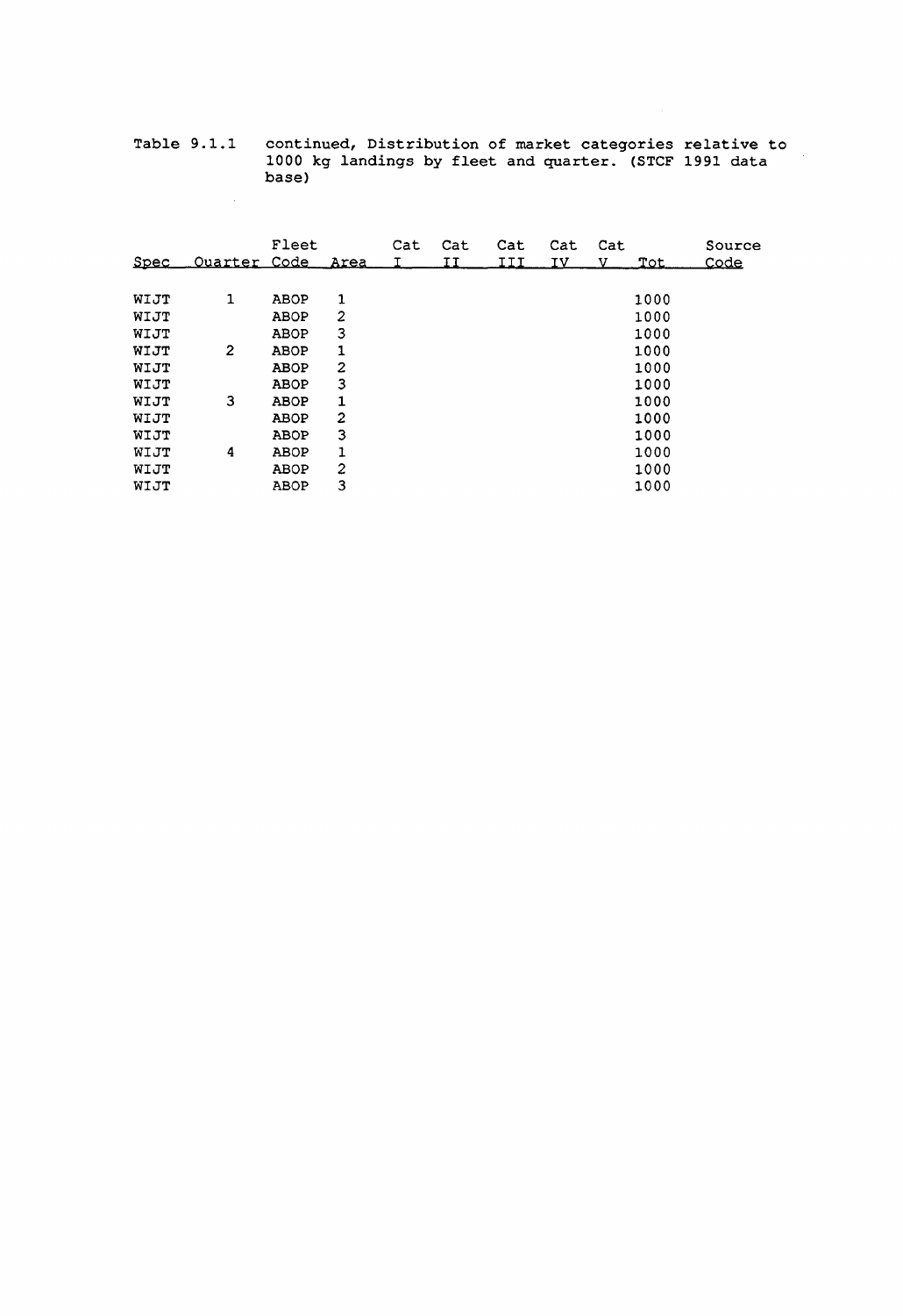Table 9.1.1 continued, Distribution of market categories relative to 1000 kg landings by fleet and quarter. (STCF 1991 data base)

| Spec | Quarter | Fleet Code | Area | Cat I | Cat II | Cat III | Cat IV | Cat V | Tot | Source Code |
|---|---|---|---|---|---|---|---|---|---|---|
| WIJT | 1 | ABOP | 1 | | | | | | 1000 | |
| WIJT | | ABOP | 2 | | | | | | 1000 | |
| WIJT | | ABOP | 3 | | | | | | 1000 | |
| WIJT | 2 | ABOP | 1 | | | | | | 1000 | |
| WIJT | | ABOP | 2 | | | | | | 1000 | |
| WIJT | | ABOP | 3 | | | | | | 1000 | |
| WIJT | 3 | ABOP | 1 | | | | | | 1000 | |
| WIJT | | ABOP | 2 | | | | | | 1000 | |
| WIJT | | ABOP | 3 | | | | | | 1000 | |
| WIJT | 4 | ABOP | 1 | | | | | | 1000 | |
| WIJT | | ABOP | 2 | | | | | | 1000 | |
| WIJT | | ABOP | 3 | | | | | | 1000 | |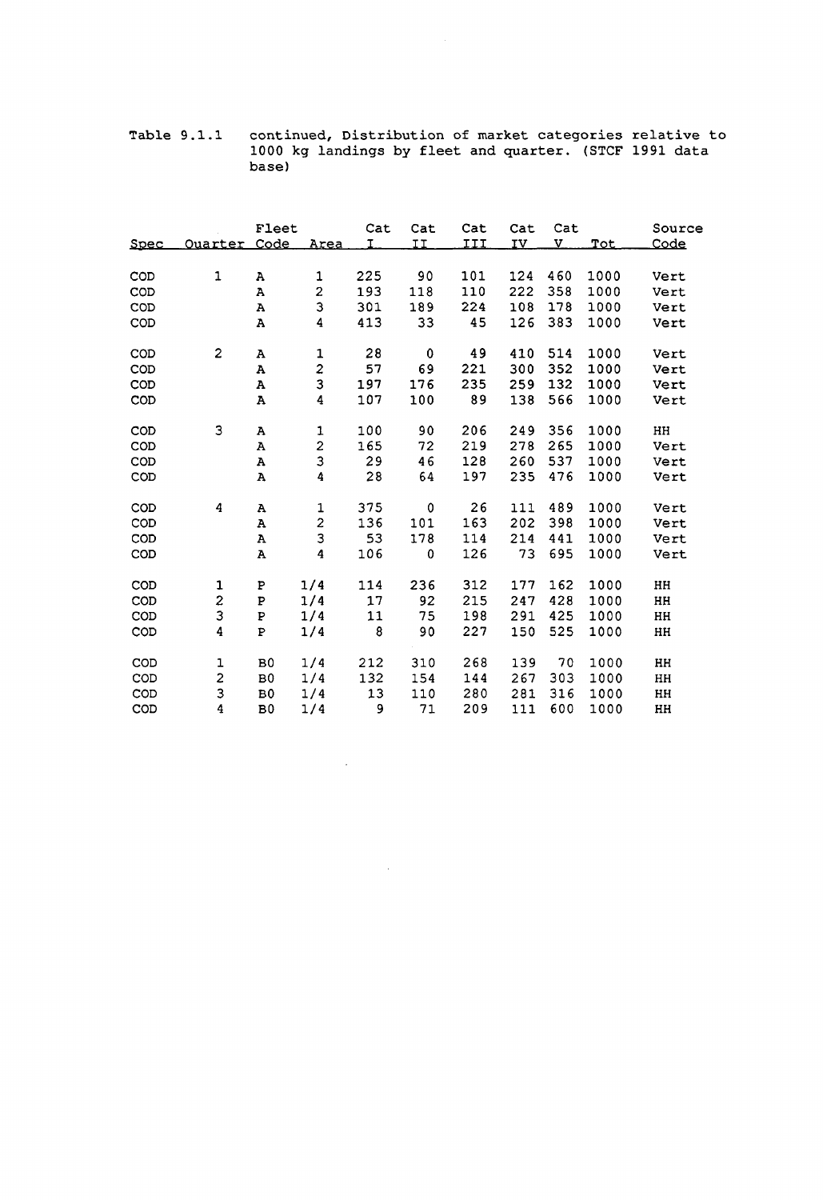Table 9.1.1 continued, Distribution of market categories relative to 1000 kg landings by fleet and quarter. (STCF 1991 data base)

| Spec | Quarter | Fleet Code | Area | Cat I | Cat II | Cat III | Cat IV | Cat V | Tot | Source Code |
|---|---|---|---|---|---|---|---|---|---|---|
| COD | 1 | A | 1 | 225 | 90 | 101 | 124 | 460 | 1000 | Vert |
| COD | | A | 2 | 193 | 118 | 110 | 222 | 358 | 1000 | Vert |
| COD | | A | 3 | 301 | 189 | 224 | 108 | 178 | 1000 | Vert |
| COD | | A | 4 | 413 | 33 | 45 | 126 | 383 | 1000 | Vert |
| COD | 2 | A | 1 | 28 | 0 | 49 | 410 | 514 | 1000 | Vert |
| COD | | A | 2 | 57 | 69 | 221 | 300 | 352 | 1000 | Vert |
| COD | | A | 3 | 197 | 176 | 235 | 259 | 132 | 1000 | Vert |
| COD | | A | 4 | 107 | 100 | 89 | 138 | 566 | 1000 | Vert |
| COD | 3 | A | 1 | 100 | 90 | 206 | 249 | 356 | 1000 | HH |
| COD | | A | 2 | 165 | 72 | 219 | 278 | 265 | 1000 | Vert |
| COD | | A | 3 | 29 | 46 | 128 | 260 | 537 | 1000 | Vert |
| COD | | A | 4 | 28 | 64 | 197 | 235 | 476 | 1000 | Vert |
| COD | 4 | A | 1 | 375 | 0 | 26 | 111 | 489 | 1000 | Vert |
| COD | | A | 2 | 136 | 101 | 163 | 202 | 398 | 1000 | Vert |
| COD | | A | 3 | 53 | 178 | 114 | 214 | 441 | 1000 | Vert |
| COD | | A | 4 | 106 | 0 | 126 | 73 | 695 | 1000 | Vert |
| COD | 1 | P | 1/4 | 114 | 236 | 312 | 177 | 162 | 1000 | HH |
| COD | 2 | P | 1/4 | 17 | 92 | 215 | 247 | 428 | 1000 | HH |
| COD | 3 | P | 1/4 | 11 | 75 | 198 | 291 | 425 | 1000 | HH |
| COD | 4 | P | 1/4 | 8 | 90 | 227 | 150 | 525 | 1000 | HH |
| COD | 1 | B0 | 1/4 | 212 | 310 | 268 | 139 | 70 | 1000 | HH |
| COD | 2 | B0 | 1/4 | 132 | 154 | 144 | 267 | 303 | 1000 | HH |
| COD | 3 | B0 | 1/4 | 13 | 110 | 280 | 281 | 316 | 1000 | HH |
| COD | 4 | B0 | 1/4 | 9 | 71 | 209 | 111 | 600 | 1000 | HH |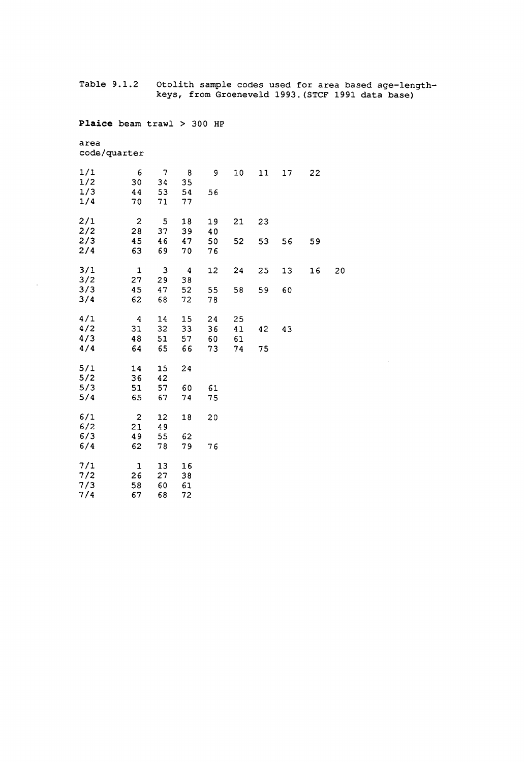Table 9.1.2 Otolith sample codes used for area based age-length-keys, from Groeneveld 1993. (STCF 1991 data base)

**Plaice** beam trawl > 300 HP

| area code/quarter | | | | | | | | | |
|---|---|---|---|---|---|---|---|---|---|
| 1/1 | 6 | 7 | 8 | 9 | 10 | 11 | 17 | 22 | |
| 1/2 | 30 | 34 | 35 | | | | | | |
| 1/3 | 44 | 53 | 54 | 56 | | | | | |
| 1/4 | 70 | 71 | 77 | | | | | | |
| 2/1 | 2 | 5 | 18 | 19 | 21 | 23 | | | |
| 2/2 | 28 | 37 | 39 | 40 | | | | | |
| 2/3 | 45 | 46 | 47 | 50 | 52 | 53 | 56 | 59 | |
| 2/4 | 63 | 69 | 70 | 76 | | | | | |
| 3/1 | 1 | 3 | 4 | 12 | 24 | 25 | 13 | 16 | 20 |
| 3/2 | 27 | 29 | 38 | | | | | | |
| 3/3 | 45 | 47 | 52 | 55 | 58 | 59 | 60 | | |
| 3/4 | 62 | 68 | 72 | 78 | | | | | |
| 4/1 | 4 | 14 | 15 | 24 | 25 | | | | |
| 4/2 | 31 | 32 | 33 | 36 | 41 | 42 | 43 | | |
| 4/3 | 48 | 51 | 57 | 60 | 61 | | | | |
| 4/4 | 64 | 65 | 66 | 73 | 74 | 75 | | | |
| 5/1 | 14 | 15 | 24 | | | | | | |
| 5/2 | 36 | 42 | | | | | | | |
| 5/3 | 51 | 57 | 60 | 61 | | | | | |
| 5/4 | 65 | 67 | 74 | 75 | | | | | |
| 6/1 | 2 | 12 | 18 | 20 | | | | | |
| 6/2 | 21 | 49 | | | | | | | |
| 6/3 | 49 | 55 | 62 | | | | | | |
| 6/4 | 62 | 78 | 79 | 76 | | | | | |
| 7/1 | 1 | 13 | 16 | | | | | | |
| 7/2 | 26 | 27 | 38 | | | | | | |
| 7/3 | 58 | 60 | 61 | | | | | | |
| 7/4 | 67 | 68 | 72 | | | | | | |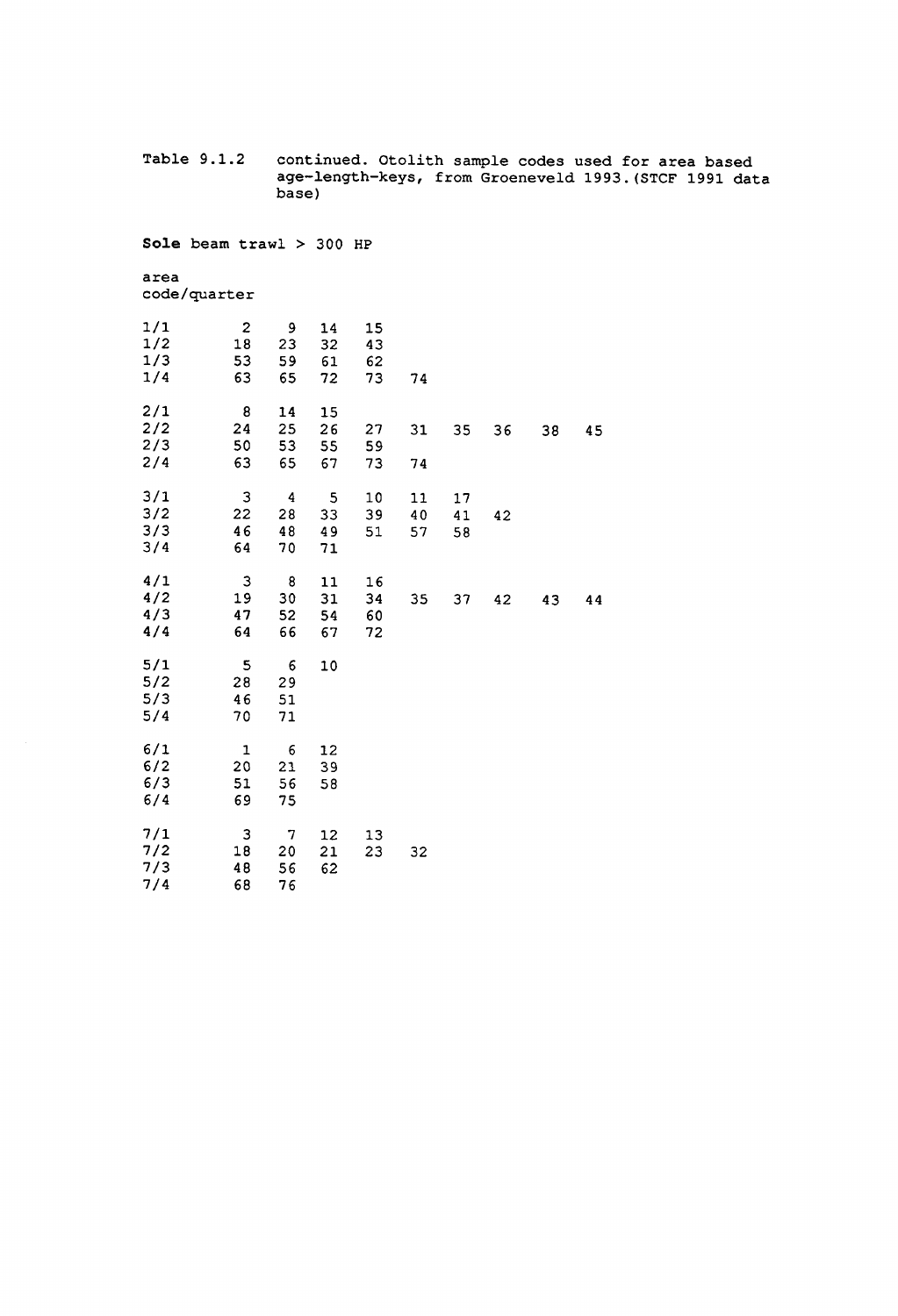Table 9.1.2 continued. Otolith sample codes used for area based age-length-keys, from Groeneveld 1993. (STCF 1991 data base)

**Sole** beam trawl > 300 HP

| area code/quarter | | | | | | | | | |
|---|---|---|---|---|---|---|---|---|---|
| 1/1 | 2 | 9 | 14 | 15 | | | | | |
| 1/2 | 18 | 23 | 32 | 43 | | | | | |
| 1/3 | 53 | 59 | 61 | 62 | | | | | |
| 1/4 | 63 | 65 | 72 | 73 | 74 | | | | |
| 2/1 | 8 | 14 | 15 | | | | | | |
| 2/2 | 24 | 25 | 26 | 27 | 31 | 35 | 36 | 38 | 45 |
| 2/3 | 50 | 53 | 55 | 59 | | | | | |
| 2/4 | 63 | 65 | 67 | 73 | 74 | | | | |
| 3/1 | 3 | 4 | 5 | 10 | 11 | 17 | | | |
| 3/2 | 22 | 28 | 33 | 39 | 40 | 41 | 42 | | |
| 3/3 | 46 | 48 | 49 | 51 | 57 | 58 | | | |
| 3/4 | 64 | 70 | 71 | | | | | | |
| 4/1 | 3 | 8 | 11 | 16 | | | | | |
| 4/2 | 19 | 30 | 31 | 34 | 35 | 37 | 42 | 43 | 44 |
| 4/3 | 47 | 52 | 54 | 60 | | | | | |
| 4/4 | 64 | 66 | 67 | 72 | | | | | |
| 5/1 | 5 | 6 | 10 | | | | | | |
| 5/2 | 28 | 29 | | | | | | | |
| 5/3 | 46 | 51 | | | | | | | |
| 5/4 | 70 | 71 | | | | | | | |
| 6/1 | 1 | 6 | 12 | | | | | | |
| 6/2 | 20 | 21 | 39 | | | | | | |
| 6/3 | 51 | 56 | 58 | | | | | | |
| 6/4 | 69 | 75 | | | | | | | |
| 7/1 | 3 | 7 | 12 | 13 | | | | | |
| 7/2 | 18 | 20 | 21 | 23 | 32 | | | | |
| 7/3 | 48 | 56 | 62 | | | | | | |
| 7/4 | 68 | 76 | | | | | | | |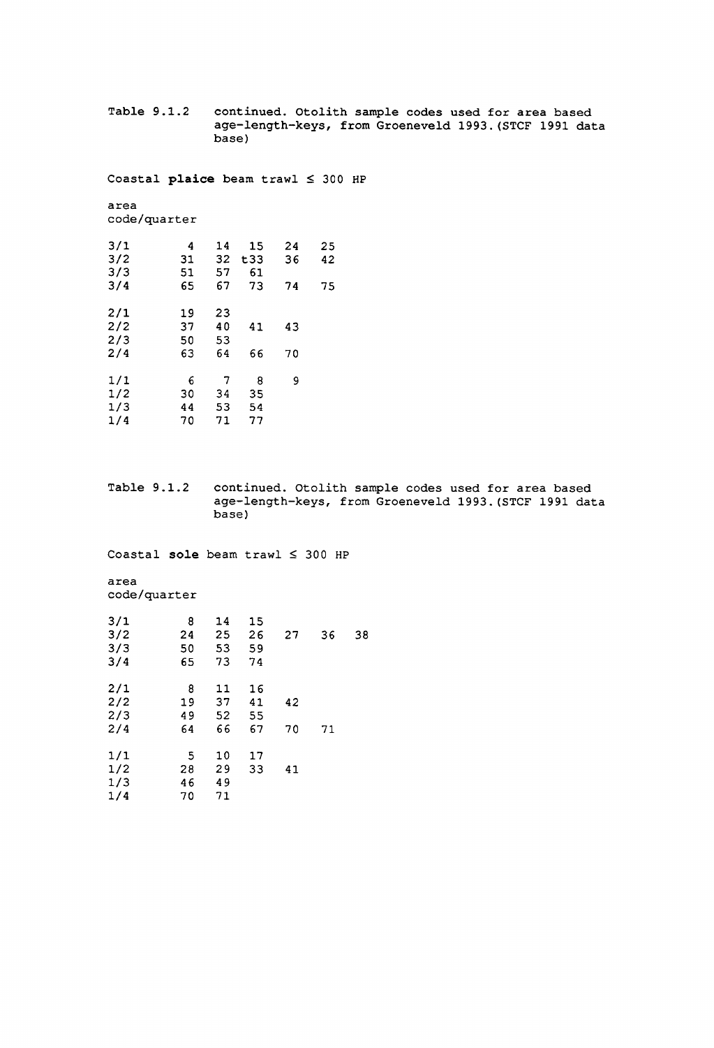Table 9.1.2 continued. Otolith sample codes used for area based age-length-keys, from Groeneveld 1993. (STCF 1991 data base)

Coastal **plaice** beam trawl ≤ 300 HP

| area code/quarter | | | | | |
|---|---|---|---|---|---|
| 3/1 | 4 | 14 | 15 | 24 | 25 |
| 3/2 | 31 | 32 | t33 | 36 | 42 |
| 3/3 | 51 | 57 | 61 | | |
| 3/4 | 65 | 67 | 73 | 74 | 75 |
| | | | | | |
| 2/1 | 19 | 23 | | | |
| 2/2 | 37 | 40 | 41 | 43 | |
| 2/3 | 50 | 53 | | | |
| 2/4 | 63 | 64 | 66 | 70 | |
| | | | | | |
| 1/1 | 6 | 7 | 8 | 9 | |
| 1/2 | 30 | 34 | 35 | | |
| 1/3 | 44 | 53 | 54 | | |
| 1/4 | 70 | 71 | 77 | | |

Table 9.1.2 continued. Otolith sample codes used for area based age-length-keys, from Groeneveld 1993. (STCF 1991 data base)

Coastal **sole** beam trawl ≤ 300 HP

| area code/quarter | | | | | | |
|---|---|---|---|---|---|---|
| 3/1 | 8 | 14 | 15 | | | |
| 3/2 | 24 | 25 | 26 | 27 | 36 | 38 |
| 3/3 | 50 | 53 | 59 | | | |
| 3/4 | 65 | 73 | 74 | | | |
| | | | | | | |
| 2/1 | 8 | 11 | 16 | | | |
| 2/2 | 19 | 37 | 41 | 42 | | |
| 2/3 | 49 | 52 | 55 | | | |
| 2/4 | 64 | 66 | 67 | 70 | 71 | |
| | | | | | | |
| 1/1 | 5 | 10 | 17 | | | |
| 1/2 | 28 | 29 | 33 | 41 | | |
| 1/3 | 46 | 49 | | | | |
| 1/4 | 70 | 71 | | | | |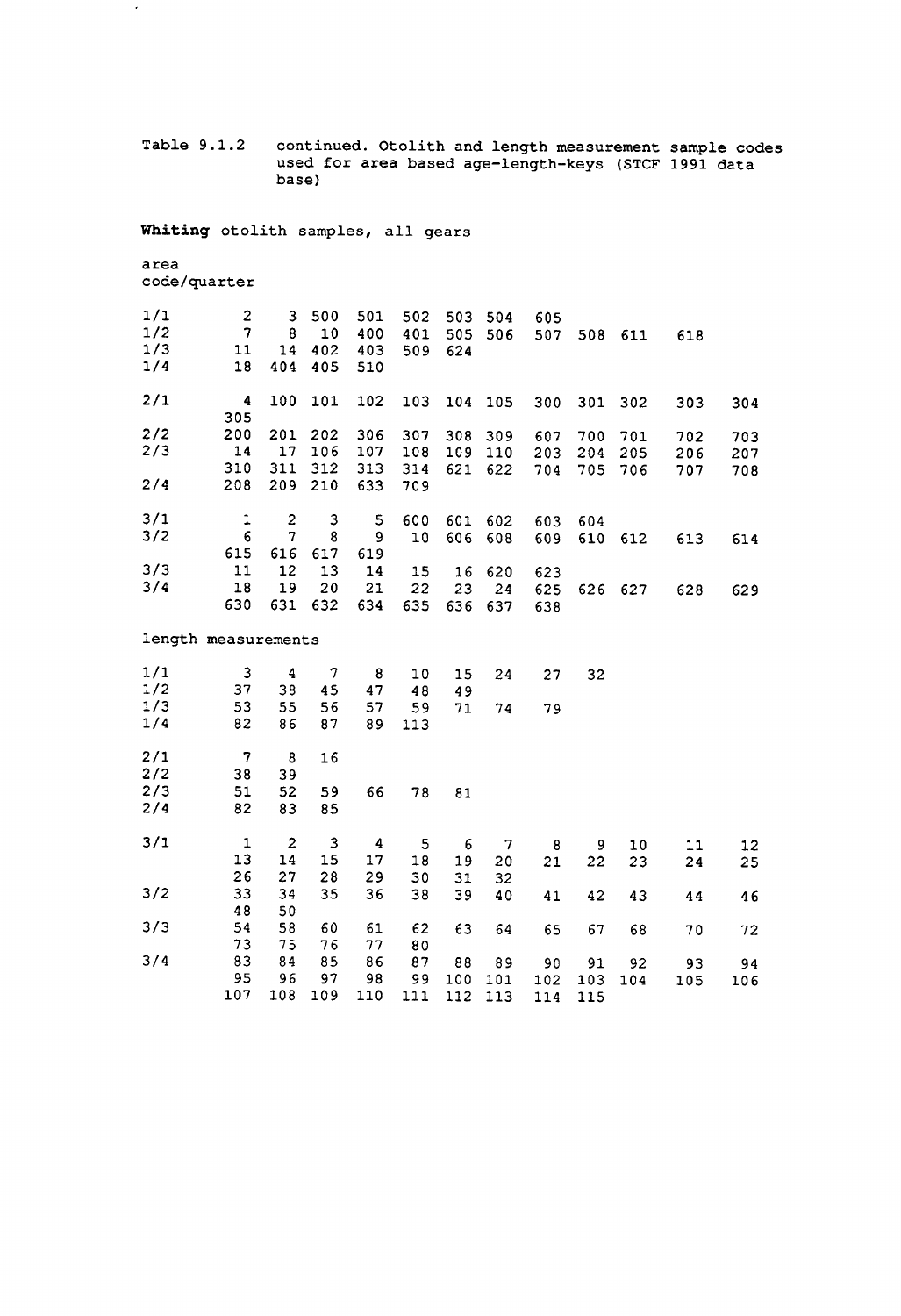Table 9.1.2 continued. Otolith and length measurement sample codes used for area based age-length-keys (STCF 1991 data base)

**Whiting** otolith samples, all gears

| area code/quarter | | | | | | | | | | | | |
|---|---|---|---|---|---|---|---|---|---|---|---|---|
| 1/1 | 2 | 3 | 500 | 501 | 502 | 503 | 504 | 605 | | | | |
| 1/2 | 7 | 8 | 10 | 400 | 401 | 505 | 506 | 507 | 508 | 611 | 618 | |
| 1/3 | 11 | 14 | 402 | 403 | 509 | 624 | | | | | | |
| 1/4 | 18 | 404 | 405 | 510 | | | | | | | | |
| 2/1 | 4 | 100 | 101 | 102 | 103 | 104 | 105 | 300 | 301 | 302 | 303 | 304 |
| | 305 | | | | | | | | | | | |
| 2/2 | 200 | 201 | 202 | 306 | 307 | 308 | 309 | 607 | 700 | 701 | 702 | 703 |
| 2/3 | 14 | 17 | 106 | 107 | 108 | 109 | 110 | 203 | 204 | 205 | 206 | 207 |
| | 310 | 311 | 312 | 313 | 314 | 621 | 622 | 704 | 705 | 706 | 707 | 708 |
| 2/4 | 208 | 209 | 210 | 633 | 709 | | | | | | | |
| 3/1 | 1 | 2 | 3 | 5 | 600 | 601 | 602 | 603 | 604 | | | |
| 3/2 | 6 | 7 | 8 | 9 | 10 | 606 | 608 | 609 | 610 | 612 | 613 | 614 |
| | 615 | 616 | 617 | 619 | | | | | | | | |
| 3/3 | 11 | 12 | 13 | 14 | 15 | 16 | 620 | 623 | | | | |
| 3/4 | 18 | 19 | 20 | 21 | 22 | 23 | 24 | 625 | 626 | 627 | 628 | 629 |
| | 630 | 631 | 632 | 634 | 635 | 636 | 637 | 638 | | | | |

length measurements

| area code/quarter | | | | | | | | | | | | |
|---|---|---|---|---|---|---|---|---|---|---|---|---|
| 1/1 | 3 | 4 | 7 | 8 | 10 | 15 | 24 | 27 | 32 | | | |
| 1/2 | 37 | 38 | 45 | 47 | 48 | 49 | | | | | | |
| 1/3 | 53 | 55 | 56 | 57 | 59 | 71 | 74 | 79 | | | | |
| 1/4 | 82 | 86 | 87 | 89 | 113 | | | | | | | |
| 2/1 | 7 | 8 | 16 | | | | | | | | | |
| 2/2 | 38 | 39 | | | | | | | | | | |
| 2/3 | 51 | 52 | 59 | 66 | 78 | 81 | | | | | | |
| 2/4 | 82 | 83 | 85 | | | | | | | | | |
| 3/1 | 1 | 2 | 3 | 4 | 5 | 6 | 7 | 8 | 9 | 10 | 11 | 12 |
| | 13 | 14 | 15 | 17 | 18 | 19 | 20 | 21 | 22 | 23 | 24 | 25 |
| | 26 | 27 | 28 | 29 | 30 | 31 | 32 | | | | | |
| 3/2 | 33 | 34 | 35 | 36 | 38 | 39 | 40 | 41 | 42 | 43 | 44 | 46 |
| | 48 | 50 | | | | | | | | | | |
| 3/3 | 54 | 58 | 60 | 61 | 62 | 63 | 64 | 65 | 67 | 68 | 70 | 72 |
| | 73 | 75 | 76 | 77 | 80 | | | | | | | |
| 3/4 | 83 | 84 | 85 | 86 | 87 | 88 | 89 | 90 | 91 | 92 | 93 | 94 |
| | 95 | 96 | 97 | 98 | 99 | 100 | 101 | 102 | 103 | 104 | 105 | 106 |
| | 107 | 108 | 109 | 110 | 111 | 112 | 113 | 114 | 115 | | | |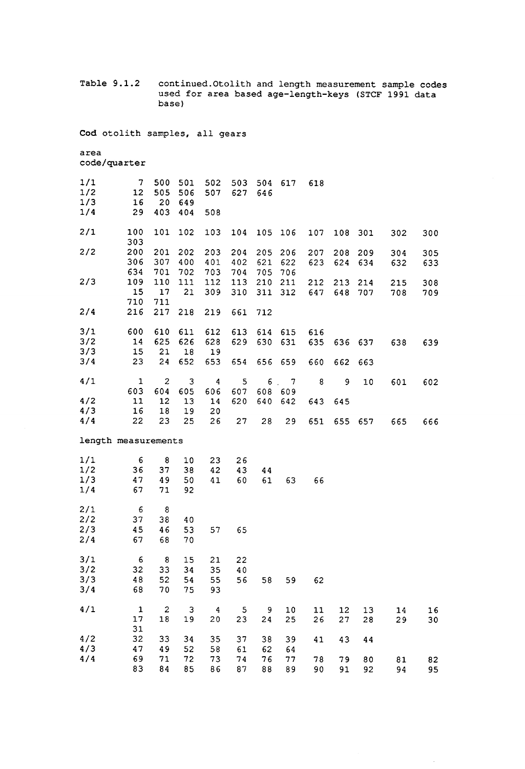Table 9.1.2 continued. Otolith and length measurement sample codes used for area based age-length-keys (STCF 1991 data base)

**Cod** otolith samples, all gears

| area code/quarter | | | | | | | | | | | | |
|---|---|---|---|---|---|---|---|---|---|---|---|---|
| 1/1 | 7 | 500 | 501 | 502 | 503 | 504 | 617 | 618 | | | | |
| 1/2 | 12 | 505 | 506 | 507 | 627 | 646 | | | | | | |
| 1/3 | 16 | 20 | 649 | | | | | | | | | |
| 1/4 | 29 | 403 | 404 | 508 | | | | | | | | |
| 2/1 | 100 | 101 | 102 | 103 | 104 | 105 | 106 | 107 | 108 | 301 | 302 | 300 |
| | 303 | | | | | | | | | | | |
| 2/2 | 200 | 201 | 202 | 203 | 204 | 205 | 206 | 207 | 208 | 209 | 304 | 305 |
| | 306 | 307 | 400 | 401 | 402 | 621 | 622 | 623 | 624 | 634 | 632 | 633 |
| | 634 | 701 | 702 | 703 | 704 | 705 | 706 | | | | | |
| 2/3 | 109 | 110 | 111 | 112 | 113 | 210 | 211 | 212 | 213 | 214 | 215 | 308 |
| | 15 | 17 | 21 | 309 | 310 | 311 | 312 | 647 | 648 | 707 | 708 | 709 |
| | 710 | 711 | | | | | | | | | | |
| 2/4 | 216 | 217 | 218 | 219 | 661 | 712 | | | | | | |
| 3/1 | 600 | 610 | 611 | 612 | 613 | 614 | 615 | 616 | | | | |
| 3/2 | 14 | 625 | 626 | 628 | 629 | 630 | 631 | 635 | 636 | 637 | 638 | 639 |
| 3/3 | 15 | 21 | 18 | 19 | | | | | | | | |
| 3/4 | 23 | 24 | 652 | 653 | 654 | 656 | 659 | 660 | 662 | 663 | | |
| 4/1 | 1 | 2 | 3 | 4 | 5 | 6 | 7 | 8 | 9 | 10 | 601 | 602 |
| | 603 | 604 | 605 | 606 | 607 | 608 | 609 | | | | | |
| 4/2 | 11 | 12 | 13 | 14 | 620 | 640 | 642 | 643 | 645 | | | |
| 4/3 | 16 | 18 | 19 | 20 | | | | | | | | |
| 4/4 | 22 | 23 | 25 | 26 | 27 | 28 | 29 | 651 | 655 | 657 | 665 | 666 |

length measurements

| area code/quarter | | | | | | | | | | | | |
|---|---|---|---|---|---|---|---|---|---|---|---|---|
| 1/1 | 6 | 8 | 10 | 23 | 26 | | | | | | | |
| 1/2 | 36 | 37 | 38 | 42 | 43 | 44 | | | | | | |
| 1/3 | 47 | 49 | 50 | 41 | 60 | 61 | 63 | 66 | | | | |
| 1/4 | 67 | 71 | 92 | | | | | | | | | |
| 2/1 | 6 | 8 | | | | | | | | | | |
| 2/2 | 37 | 38 | 40 | | | | | | | | | |
| 2/3 | 45 | 46 | 53 | 57 | 65 | | | | | | | |
| 2/4 | 67 | 68 | 70 | | | | | | | | | |
| 3/1 | 6 | 8 | 15 | 21 | 22 | | | | | | | |
| 3/2 | 32 | 33 | 34 | 35 | 40 | | | | | | | |
| 3/3 | 48 | 52 | 54 | 55 | 56 | 58 | 59 | 62 | | | | |
| 3/4 | 68 | 70 | 75 | 93 | | | | | | | | |
| 4/1 | 1 | 2 | 3 | 4 | 5 | 9 | 10 | 11 | 12 | 13 | 14 | 16 |
| | 17 | 18 | 19 | 20 | 23 | 24 | 25 | 26 | 27 | 28 | 29 | 30 |
| | 31 | | | | | | | | | | | |
| 4/2 | 32 | 33 | 34 | 35 | 37 | 38 | 39 | 41 | 43 | 44 | | |
| 4/3 | 47 | 49 | 52 | 58 | 61 | 62 | 64 | | | | | |
| 4/4 | 69 | 71 | 72 | 73 | 74 | 76 | 77 | 78 | 79 | 80 | 81 | 82 |
| | 83 | 84 | 85 | 86 | 87 | 88 | 89 | 90 | 91 | 92 | 94 | 95 |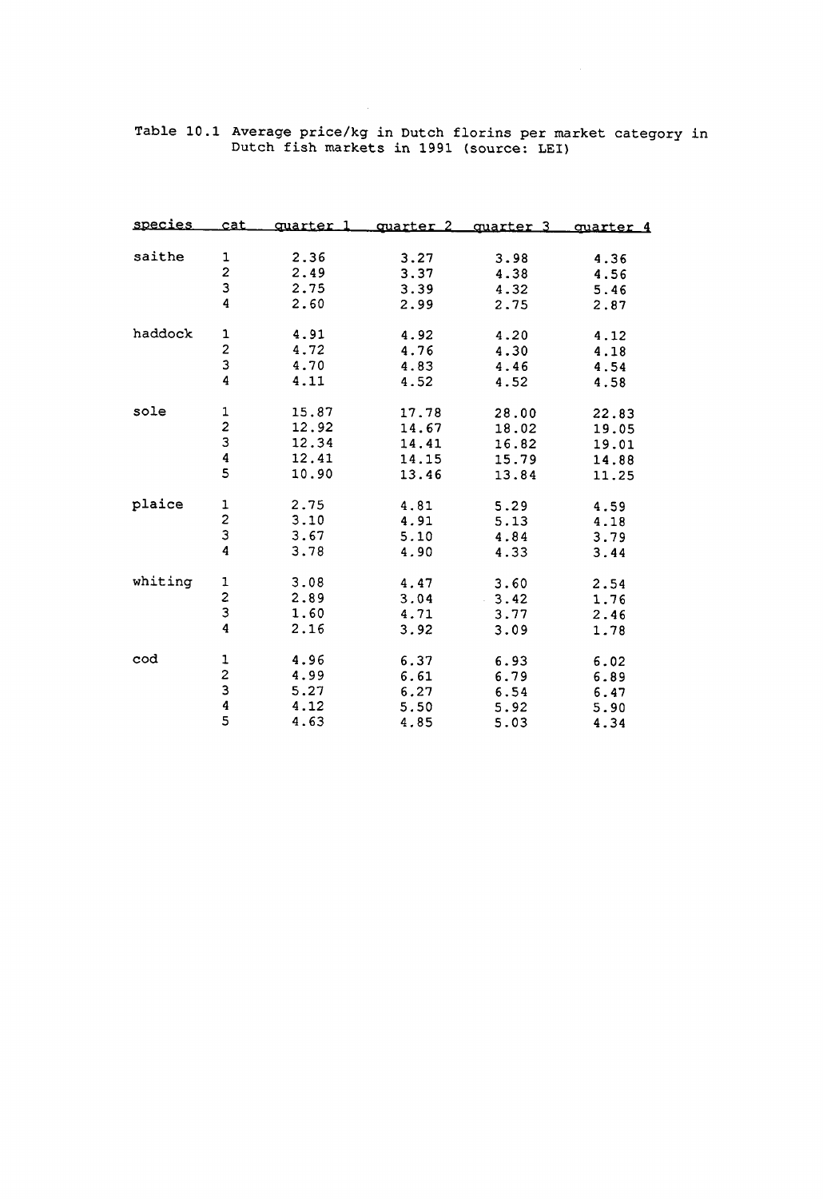Table 10.1 Average price/kg in Dutch florins per market category in Dutch fish markets in 1991 (source: LEI)

| species | cat | quarter 1 | quarter 2 | quarter 3 | quarter 4 |
|---|---|---|---|---|---|
| saithe | 1 | 2.36 | 3.27 | 3.98 | 4.36 |
| | 2 | 2.49 | 3.37 | 4.38 | 4.56 |
| | 3 | 2.75 | 3.39 | 4.32 | 5.46 |
| | 4 | 2.60 | 2.99 | 2.75 | 2.87 |
| haddock | 1 | 4.91 | 4.92 | 4.20 | 4.12 |
| | 2 | 4.72 | 4.76 | 4.30 | 4.18 |
| | 3 | 4.70 | 4.83 | 4.46 | 4.54 |
| | 4 | 4.11 | 4.52 | 4.52 | 4.58 |
| sole | 1 | 15.87 | 17.78 | 28.00 | 22.83 |
| | 2 | 12.92 | 14.67 | 18.02 | 19.05 |
| | 3 | 12.34 | 14.41 | 16.82 | 19.01 |
| | 4 | 12.41 | 14.15 | 15.79 | 14.88 |
| | 5 | 10.90 | 13.46 | 13.84 | 11.25 |
| plaice | 1 | 2.75 | 4.81 | 5.29 | 4.59 |
| | 2 | 3.10 | 4.91 | 5.13 | 4.18 |
| | 3 | 3.67 | 5.10 | 4.84 | 3.79 |
| | 4 | 3.78 | 4.90 | 4.33 | 3.44 |
| whiting | 1 | 3.08 | 4.47 | 3.60 | 2.54 |
| | 2 | 2.89 | 3.04 | 3.42 | 1.76 |
| | 3 | 1.60 | 4.71 | 3.77 | 2.46 |
| | 4 | 2.16 | 3.92 | 3.09 | 1.78 |
| cod | 1 | 4.96 | 6.37 | 6.93 | 6.02 |
| | 2 | 4.99 | 6.61 | 6.79 | 6.89 |
| | 3 | 5.27 | 6.27 | 6.54 | 6.47 |
| | 4 | 4.12 | 5.50 | 5.92 | 5.90 |
| | 5 | 4.63 | 4.85 | 5.03 | 4.34 |